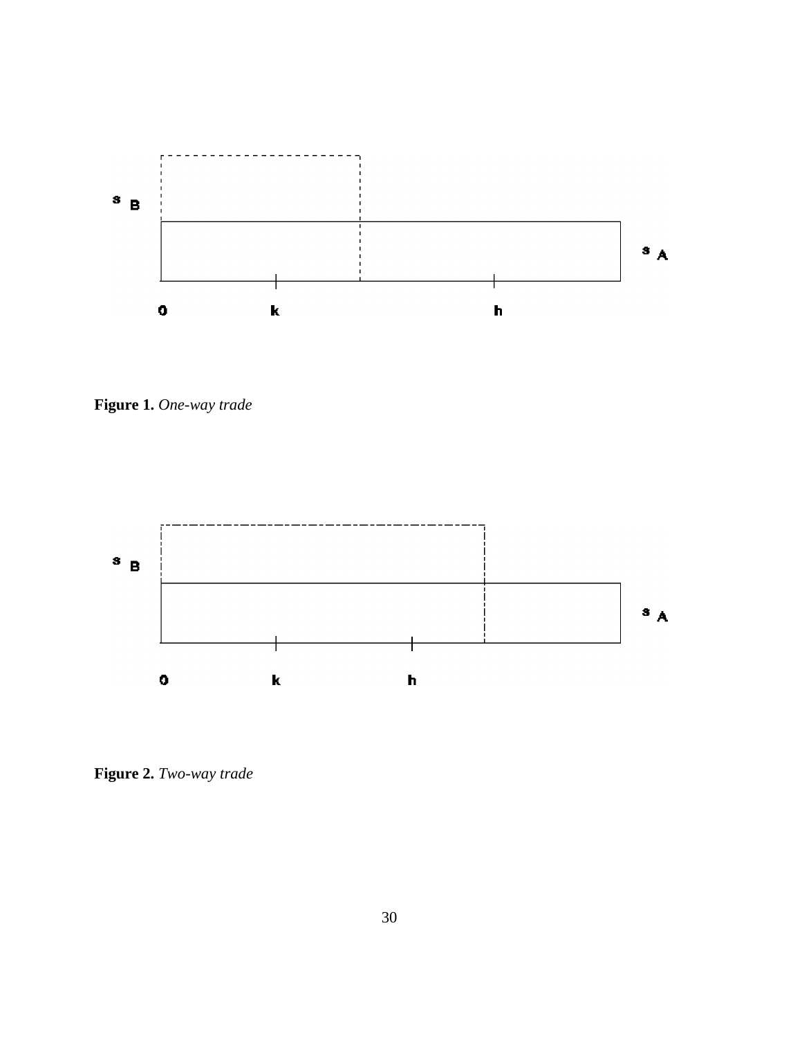$s_B$

$s_A$

0 k h

**Figure 1.** *One-way trade*

$s_B$

$s_A$

0 k h

**Figure 2.** *Two-way trade*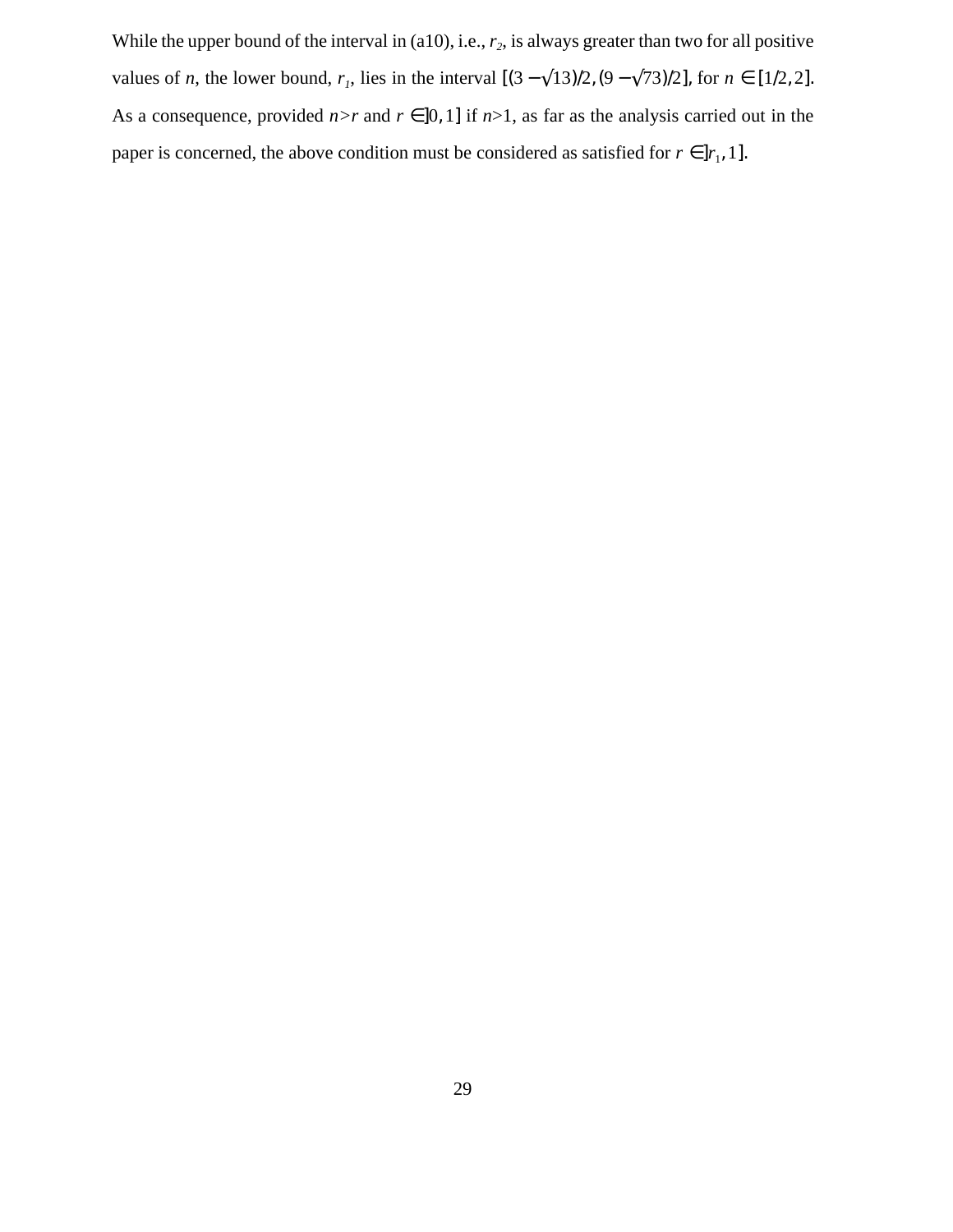While the upper bound of the interval in (a10), i.e., $r_2$, is always greater than two for all positive values of $n$, the lower bound, $r_1$, lies in the interval $[(3-\sqrt{13})/2, (9-\sqrt{73})/2]$, for $n \in [1/2, 2]$. As a consequence, provided $n>r$ and $r \in ]0,1]$ if $n>1$, as far as the analysis carried out in the paper is concerned, the above condition must be considered as satisfied for $r \in ]r_1, 1]$.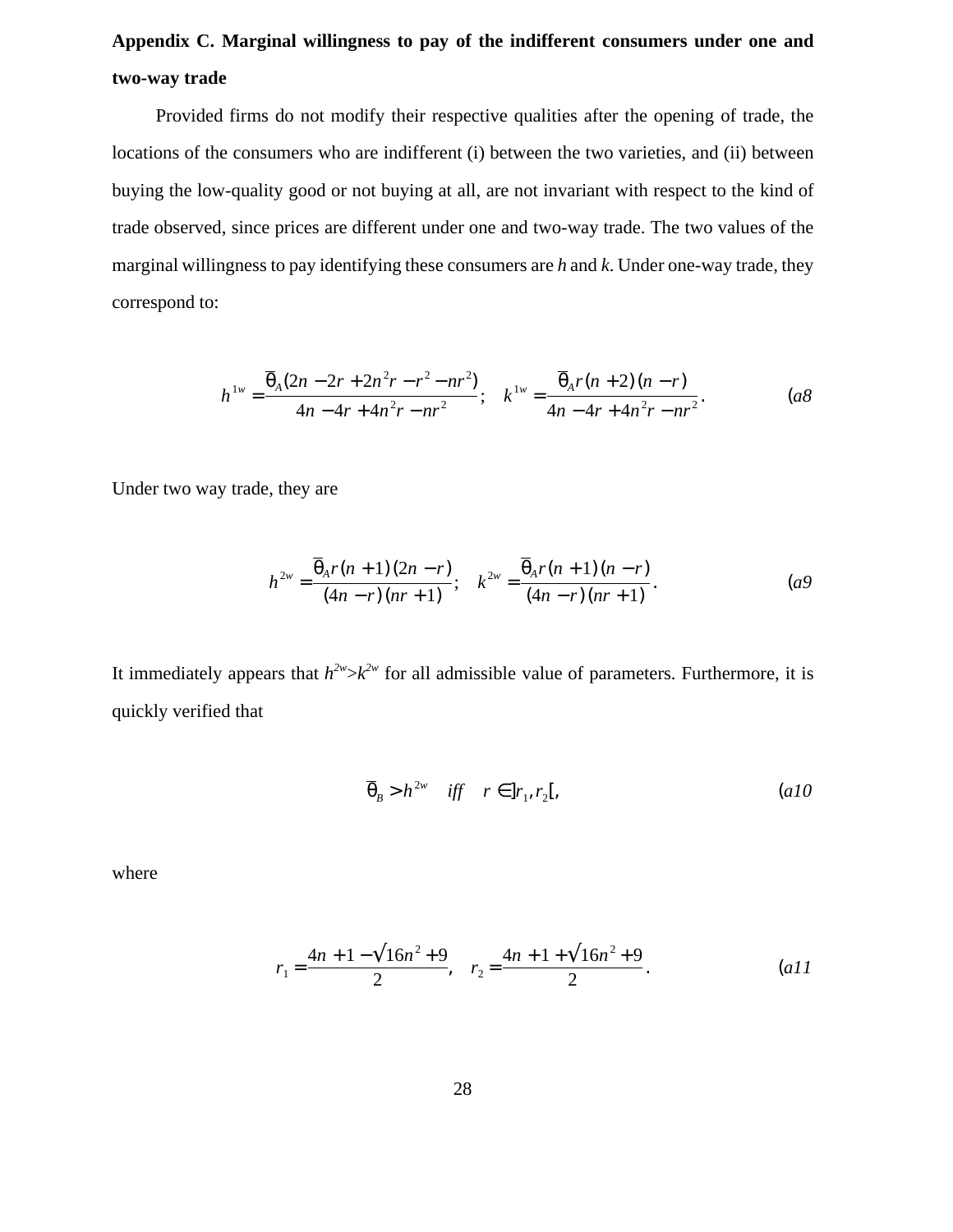**Appendix C. Marginal willingness to pay of the indifferent consumers under one and two-way trade**

Provided firms do not modify their respective qualities after the opening of trade, the locations of the consumers who are indifferent (i) between the two varieties, and (ii) between buying the low-quality good or not buying at all, are not invariant with respect to the kind of trade observed, since prices are different under one and two-way trade. The two values of the marginal willingness to pay identifying these consumers are *h* and *k*. Under one-way trade, they correspond to:

$$h^{1w} = \frac{\overline{\theta}_A (2n - 2r + 2n^2 r - r^2 - nr^2)}{4n - 4r + 4n^2 r - nr^2}; \quad k^{1w} = \frac{\overline{\theta}_A r(n+2)(n-r)}{4n - 4r + 4n^2 r - nr^2}. \qquad (a8$$

Under two way trade, they are

$$h^{2w} = \frac{\overline{\theta}_A r(n+1)(2n-r)}{(4n-r)(nr+1)}; \quad k^{2w} = \frac{\overline{\theta}_A r(n+1)(n-r)}{(4n-r)(nr+1)}. \qquad (a9$$

It immediately appears that $h^{2w} > k^{2w}$ for all admissible value of parameters. Furthermore, it is quickly verified that

$$\overline{\theta}_B > h^{2w} \quad iff \quad r \in ]r_1, r_2[, \qquad (a10$$

where

$$r_1 = \frac{4n + 1 - \sqrt{16n^2 + 9}}{2}, \quad r_2 = \frac{4n + 1 + \sqrt{16n^2 + 9}}{2}. \qquad (a11$$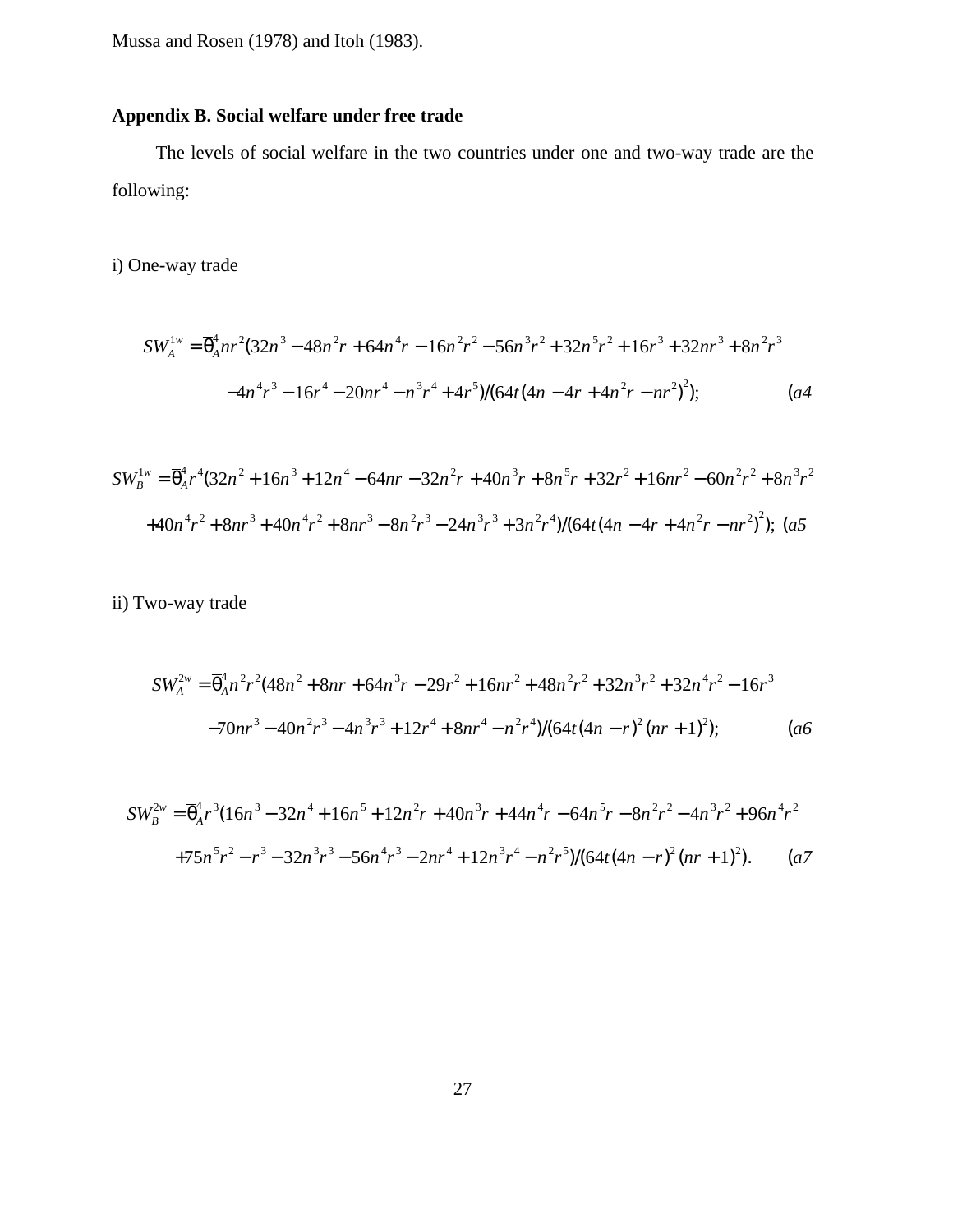Mussa and Rosen (1978) and Itoh (1983).

**Appendix B. Social welfare under free trade**

The levels of social welfare in the two countries under one and two-way trade are the following:

i) One-way trade

$$SW_A^{1w} = \overline{\theta}_A^4 nr^2(32n^3 - 48n^2r + 64n^4r - 16n^2r^2 - 56n^3r^2 + 32n^5r^2 + 16r^3 + 32nr^3 + 8n^2r^3 - 4n^4r^3 - 16r^4 - 20nr^4 - n^3r^4 + 4r^5)/(64t(4n - 4r + 4n^2r - nr^2)^2); \quad (a4$$

$$SW_B^{1w} = \overline{\theta}_A^4 r^4(32n^2 + 16n^3 + 12n^4 - 64nr - 32n^2r + 40n^3r + 8n^5r + 32r^2 + 16nr^2 - 60n^2r^2 + 8n^3r^2 + 40n^4r^2 + 8nr^3 + 40n^4r^2 + 8nr^3 - 8n^2r^3 - 24n^3r^3 + 3n^2r^4)/(64t(4n - 4r + 4n^2r - nr^2)^2); \quad (a5$$

ii) Two-way trade

$$SW_A^{2w} = \overline{\theta}_A^4 n^2r^2(48n^2 + 8nr + 64n^3r - 29r^2 + 16nr^2 + 48n^2r^2 + 32n^3r^2 + 32n^4r^2 - 16r^3 - 70nr^3 - 40n^2r^3 - 4n^3r^3 + 12r^4 + 8nr^4 - n^2r^4)/(64t(4n - r)^2(nr + 1)^2); \quad (a6$$

$$SW_B^{2w} = \overline{\theta}_A^4 r^3(16n^3 - 32n^4 + 16n^5 + 12n^2r + 40n^3r + 44n^4r - 64n^5r - 8n^2r^2 - 4n^3r^2 + 96n^4r^2 + 75n^5r^2 - r^3 - 32n^3r^3 - 56n^4r^3 - 2nr^4 + 12n^3r^4 - n^2r^5)/(64t(4n - r)^2(nr + 1)^2). \quad (a7$$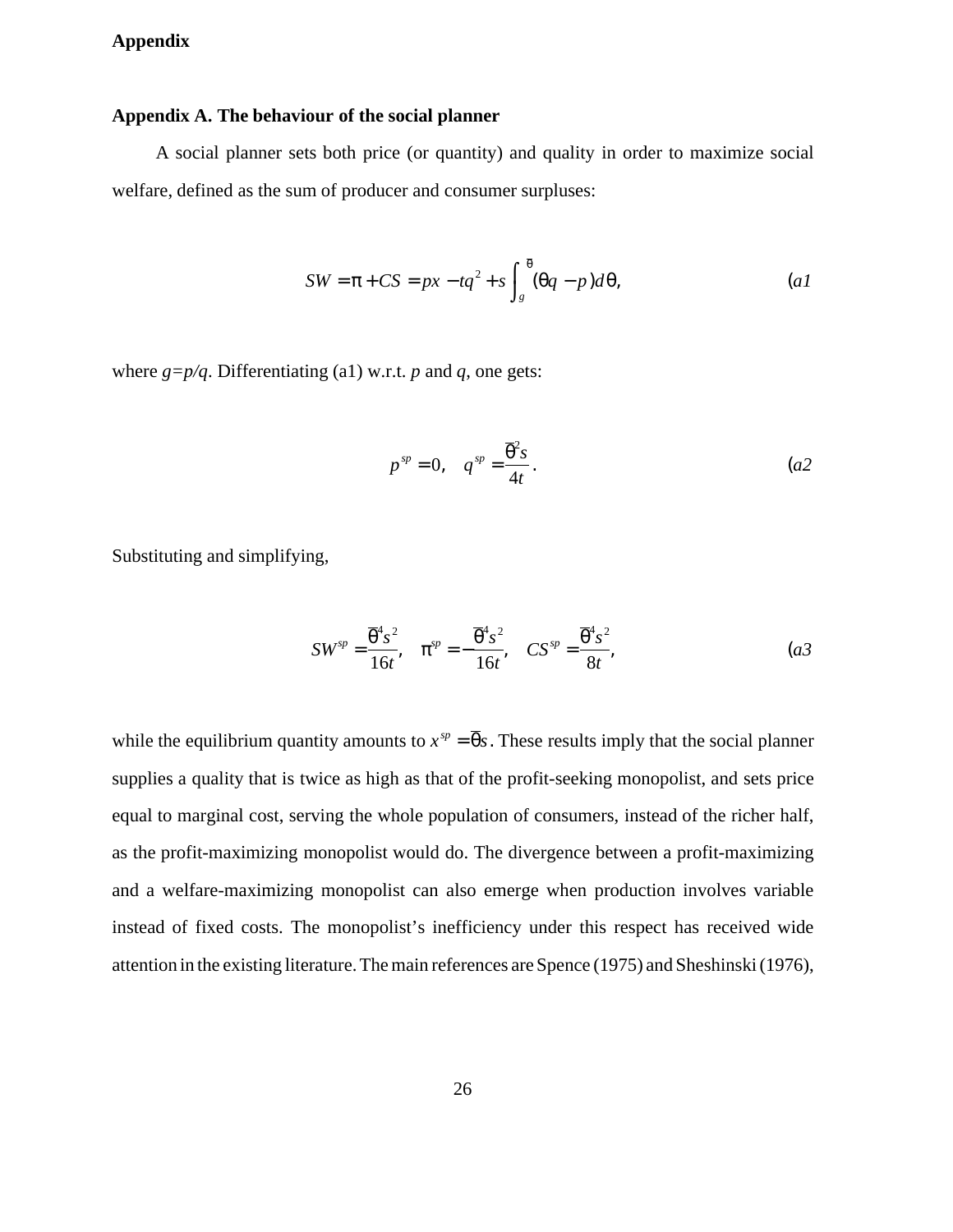# Appendix

## Appendix A. The behaviour of the social planner

A social planner sets both price (or quantity) and quality in order to maximize social welfare, defined as the sum of producer and consumer surpluses:

$$SW = \pi + CS = px - tq^2 + s\int_g^{\bar{\theta}} (\theta q - p)d\theta, \qquad (a1$$

where $g=p/q$. Differentiating (a1) w.r.t. $p$ and $q$, one gets:

$$p^{sp} = 0, \quad q^{sp} = \frac{\bar{\theta}^2 s}{4t}. \qquad (a2$$

Substituting and simplifying,

$$SW^{sp} = \frac{\bar{\theta}^4 s^2}{16t}, \quad \pi^{sp} = -\frac{\bar{\theta}^4 s^2}{16t}, \quad CS^{sp} = \frac{\bar{\theta}^4 s^2}{8t}, \qquad (a3$$

while the equilibrium quantity amounts to $x^{sp} = \bar{\theta}s$. These results imply that the social planner supplies a quality that is twice as high as that of the profit-seeking monopolist, and sets price equal to marginal cost, serving the whole population of consumers, instead of the richer half, as the profit-maximizing monopolist would do. The divergence between a profit-maximizing and a welfare-maximizing monopolist can also emerge when production involves variable instead of fixed costs. The monopolist's inefficiency under this respect has received wide attention in the existing literature. The main references are Spence (1975) and Sheshinski (1976),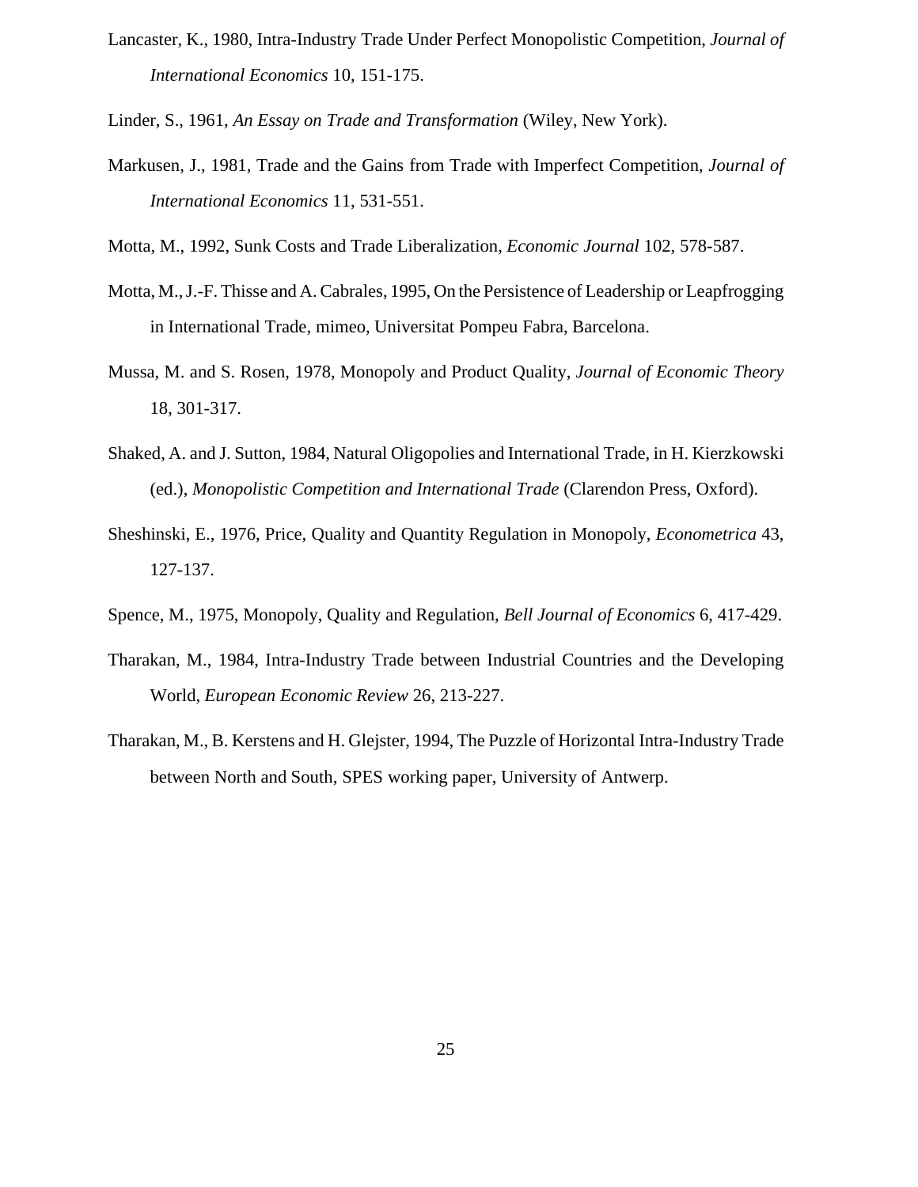Lancaster, K., 1980, Intra-Industry Trade Under Perfect Monopolistic Competition, *Journal of International Economics* 10, 151-175.

Linder, S., 1961, *An Essay on Trade and Transformation* (Wiley, New York).

Markusen, J., 1981, Trade and the Gains from Trade with Imperfect Competition, *Journal of International Economics* 11, 531-551.

Motta, M., 1992, Sunk Costs and Trade Liberalization, *Economic Journal* 102, 578-587.

Motta, M., J.-F. Thisse and A. Cabrales, 1995, On the Persistence of Leadership or Leapfrogging in International Trade, mimeo, Universitat Pompeu Fabra, Barcelona.

Mussa, M. and S. Rosen, 1978, Monopoly and Product Quality, *Journal of Economic Theory* 18, 301-317.

Shaked, A. and J. Sutton, 1984, Natural Oligopolies and International Trade, in H. Kierzkowski (ed.), *Monopolistic Competition and International Trade* (Clarendon Press, Oxford).

Sheshinski, E., 1976, Price, Quality and Quantity Regulation in Monopoly, *Econometrica* 43, 127-137.

Spence, M., 1975, Monopoly, Quality and Regulation, *Bell Journal of Economics* 6, 417-429.

Tharakan, M., 1984, Intra-Industry Trade between Industrial Countries and the Developing World, *European Economic Review* 26, 213-227.

Tharakan, M., B. Kerstens and H. Glejster, 1994, The Puzzle of Horizontal Intra-Industry Trade between North and South, SPES working paper, University of Antwerp.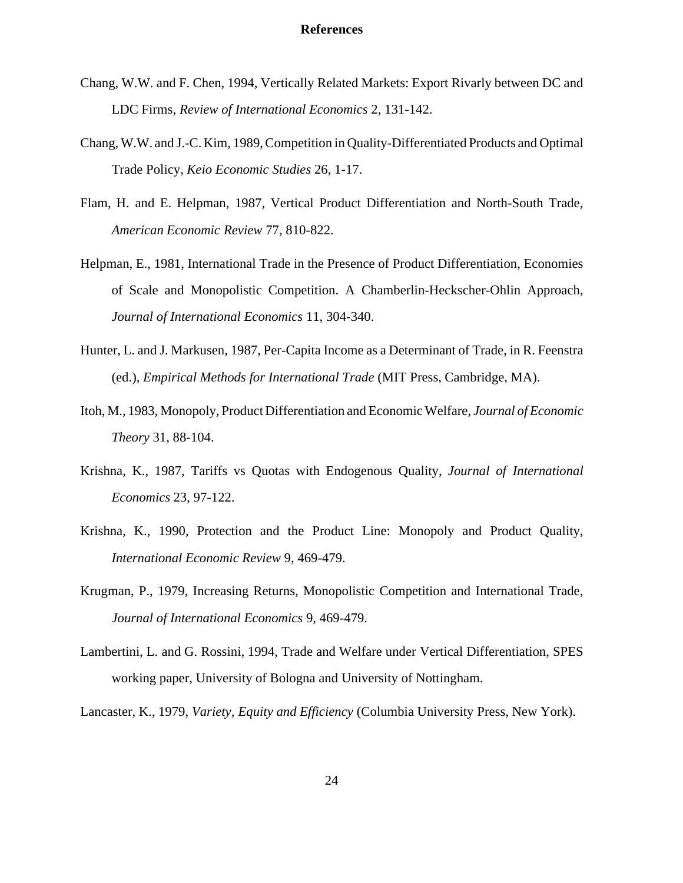# References

Chang, W.W. and F. Chen, 1994, Vertically Related Markets: Export Rivalry between DC and LDC Firms, *Review of International Economics* 2, 131-142.

Chang, W.W. and J.-C. Kim, 1989, Competition in Quality-Differentiated Products and Optimal Trade Policy, *Keio Economic Studies* 26, 1-17.

Flam, H. and E. Helpman, 1987, Vertical Product Differentiation and North-South Trade, *American Economic Review* 77, 810-822.

Helpman, E., 1981, International Trade in the Presence of Product Differentiation, Economies of Scale and Monopolistic Competition. A Chamberlin-Heckscher-Ohlin Approach, *Journal of International Economics* 11, 304-340.

Hunter, L. and J. Markusen, 1987, Per-Capita Income as a Determinant of Trade, in R. Feenstra (ed.), *Empirical Methods for International Trade* (MIT Press, Cambridge, MA).

Itoh, M., 1983, Monopoly, Product Differentiation and Economic Welfare, *Journal of Economic Theory* 31, 88-104.

Krishna, K., 1987, Tariffs vs Quotas with Endogenous Quality, *Journal of International Economics* 23, 97-122.

Krishna, K., 1990, Protection and the Product Line: Monopoly and Product Quality, *International Economic Review* 9, 469-479.

Krugman, P., 1979, Increasing Returns, Monopolistic Competition and International Trade, *Journal of International Economics* 9, 469-479.

Lambertini, L. and G. Rossini, 1994, Trade and Welfare under Vertical Differentiation, SPES working paper, University of Bologna and University of Nottingham.

Lancaster, K., 1979, *Variety, Equity and Efficiency* (Columbia University Press, New York).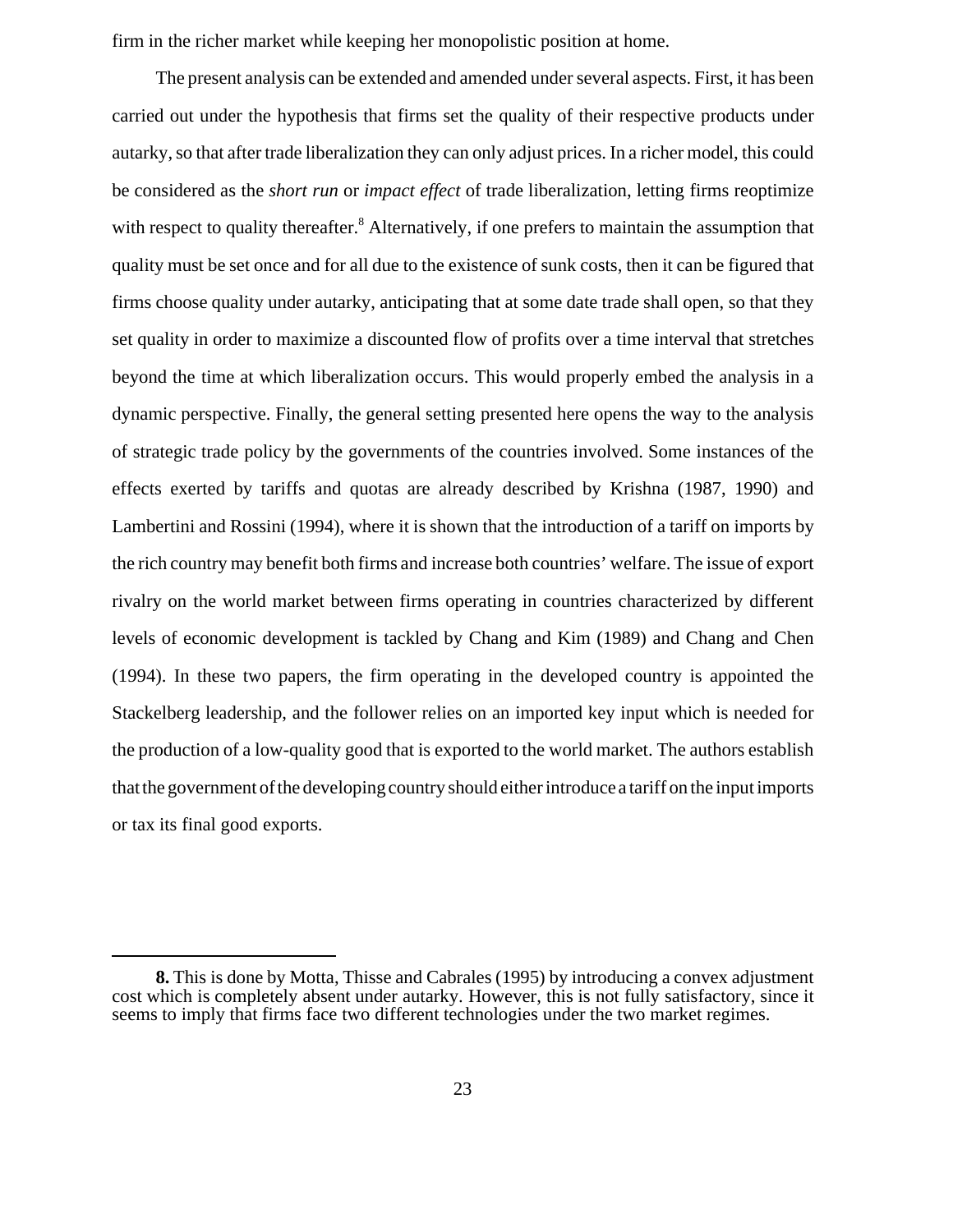firm in the richer market while keeping her monopolistic position at home.

The present analysis can be extended and amended under several aspects. First, it has been carried out under the hypothesis that firms set the quality of their respective products under autarky, so that after trade liberalization they can only adjust prices. In a richer model, this could be considered as the *short run* or *impact effect* of trade liberalization, letting firms reoptimize with respect to quality thereafter.[8] Alternatively, if one prefers to maintain the assumption that quality must be set once and for all due to the existence of sunk costs, then it can be figured that firms choose quality under autarky, anticipating that at some date trade shall open, so that they set quality in order to maximize a discounted flow of profits over a time interval that stretches beyond the time at which liberalization occurs. This would properly embed the analysis in a dynamic perspective. Finally, the general setting presented here opens the way to the analysis of strategic trade policy by the governments of the countries involved. Some instances of the effects exerted by tariffs and quotas are already described by Krishna (1987, 1990) and Lambertini and Rossini (1994), where it is shown that the introduction of a tariff on imports by the rich country may benefit both firms and increase both countries' welfare. The issue of export rivalry on the world market between firms operating in countries characterized by different levels of economic development is tackled by Chang and Kim (1989) and Chang and Chen (1994). In these two papers, the firm operating in the developed country is appointed the Stackelberg leadership, and the follower relies on an imported key input which is needed for the production of a low-quality good that is exported to the world market. The authors establish that the government of the developing country should either introduce a tariff on the input imports or tax its final good exports.

---

**8.** This is done by Motta, Thisse and Cabrales (1995) by introducing a convex adjustment cost which is completely absent under autarky. However, this is not fully satisfactory, since it seems to imply that firms face two different technologies under the two market regimes.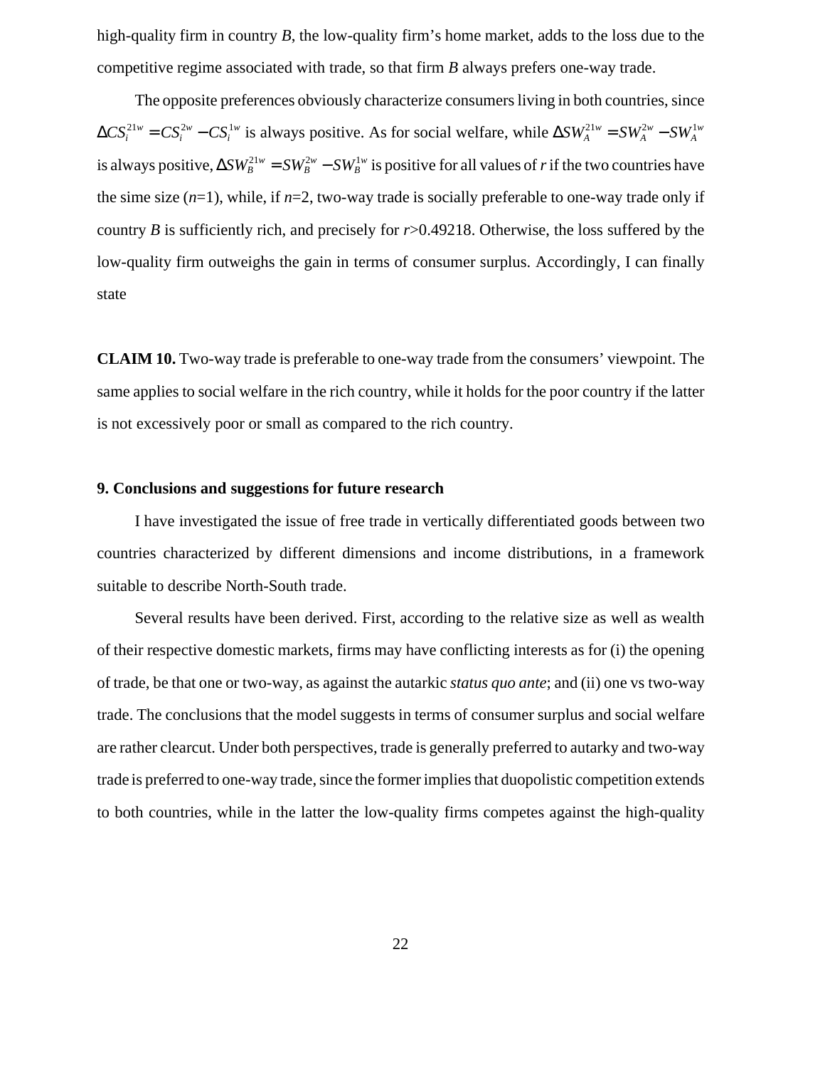high-quality firm in country *B*, the low-quality firm's home market, adds to the loss due to the competitive regime associated with trade, so that firm *B* always prefers one-way trade.

The opposite preferences obviously characterize consumers living in both countries, since $\Delta CS_i^{21w} = CS_i^{2w} - CS_i^{1w}$ is always positive. As for social welfare, while $\Delta SW_A^{21w} = SW_A^{2w} - SW_A^{1w}$ is always positive, $\Delta SW_B^{21w} = SW_B^{2w} - SW_B^{1w}$ is positive for all values of *r* if the two countries have the sime size ($n$=1), while, if $n$=2, two-way trade is socially preferable to one-way trade only if country *B* is sufficiently rich, and precisely for $r$>0.49218. Otherwise, the loss suffered by the low-quality firm outweighs the gain in terms of consumer surplus. Accordingly, I can finally state

**CLAIM 10.** Two-way trade is preferable to one-way trade from the consumers' viewpoint. The same applies to social welfare in the rich country, while it holds for the poor country if the latter is not excessively poor or small as compared to the rich country.

## 9. Conclusions and suggestions for future research

I have investigated the issue of free trade in vertically differentiated goods between two countries characterized by different dimensions and income distributions, in a framework suitable to describe North-South trade.

Several results have been derived. First, according to the relative size as well as wealth of their respective domestic markets, firms may have conflicting interests as for (i) the opening of trade, be that one or two-way, as against the autarkic *status quo ante*; and (ii) one vs two-way trade. The conclusions that the model suggests in terms of consumer surplus and social welfare are rather clearcut. Under both perspectives, trade is generally preferred to autarky and two-way trade is preferred to one-way trade, since the former implies that duopolistic competition extends to both countries, while in the latter the low-quality firms competes against the high-quality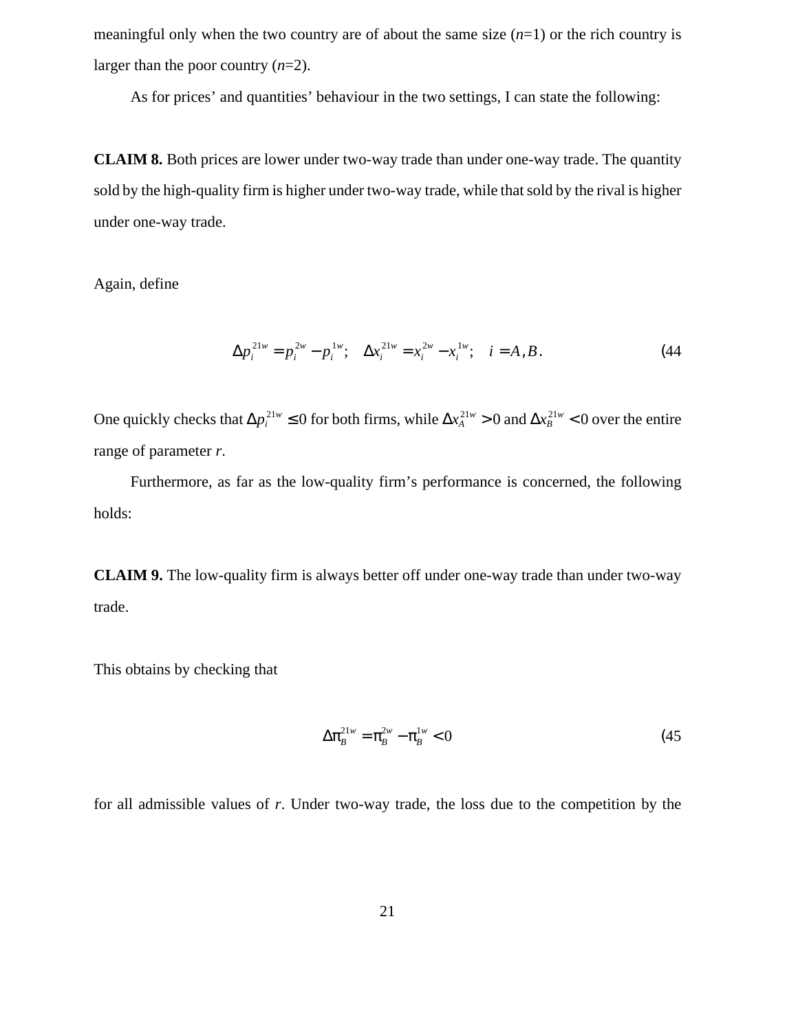meaningful only when the two country are of about the same size ($n$=1) or the rich country is larger than the poor country ($n$=2).

As for prices' and quantities' behaviour in the two settings, I can state the following:

**CLAIM 8.** Both prices are lower under two-way trade than under one-way trade. The quantity sold by the high-quality firm is higher under two-way trade, while that sold by the rival is higher under one-way trade.

Again, define

$$\Delta p_i^{21w} = p_i^{2w} - p_i^{1w}; \quad \Delta x_i^{21w} = x_i^{2w} - x_i^{1w}; \quad i = A, B. \tag{44}$$

One quickly checks that $\Delta p_i^{21w} \leq 0$ for both firms, while $\Delta x_A^{21w} > 0$ and $\Delta x_B^{21w} < 0$ over the entire range of parameter $r$.

Furthermore, as far as the low-quality firm's performance is concerned, the following holds:

**CLAIM 9.** The low-quality firm is always better off under one-way trade than under two-way trade.

This obtains by checking that

$$\Delta \pi_B^{21w} = \pi_B^{2w} - \pi_B^{1w} < 0 \tag{45}$$

for all admissible values of $r$. Under two-way trade, the loss due to the competition by the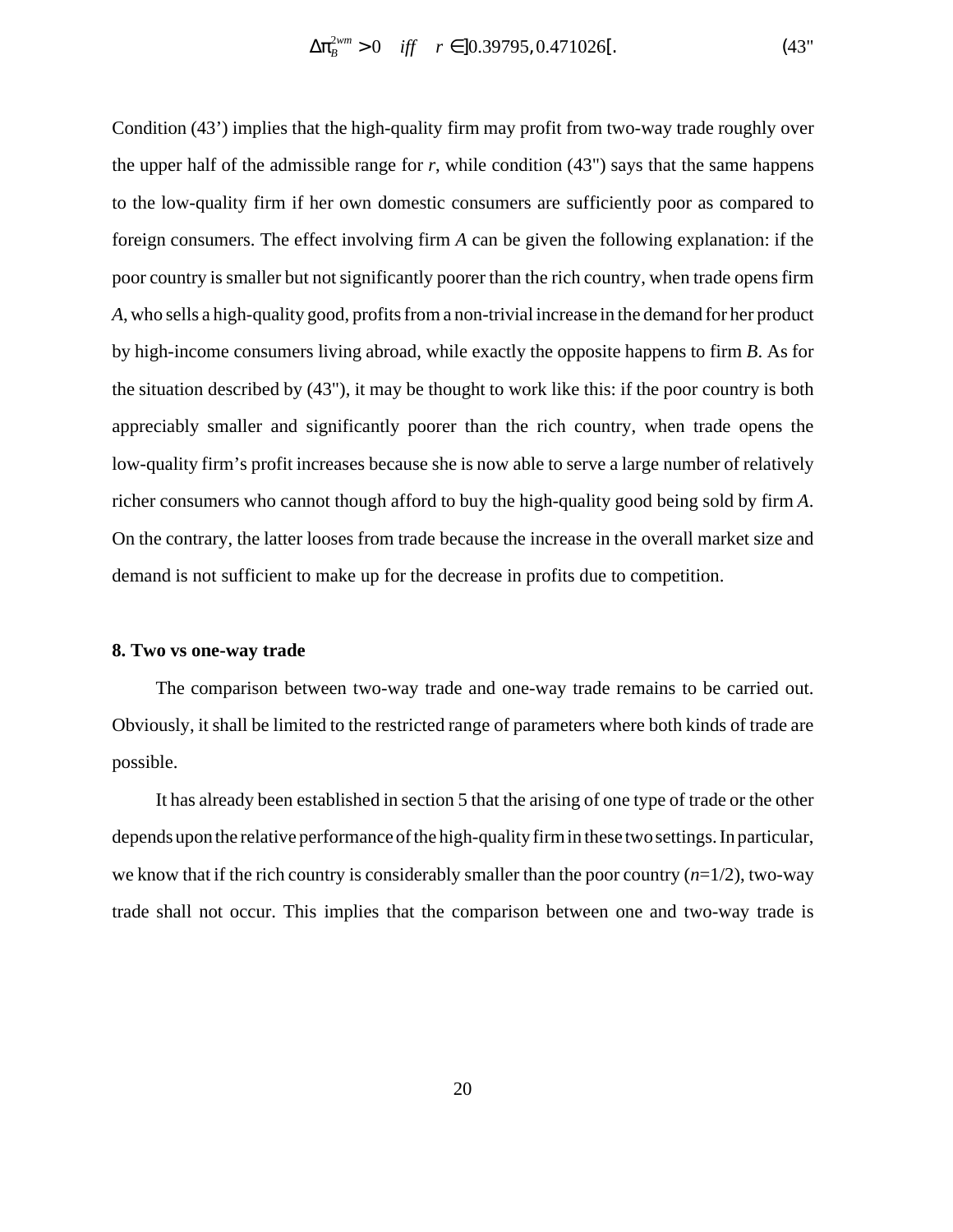$$\Delta\pi_B^{2wm} > 0 \quad iff \quad r \in ]0.39795, 0.471026[. \tag{43"}$$

Condition (43') implies that the high-quality firm may profit from two-way trade roughly over the upper half of the admissible range for *r*, while condition (43") says that the same happens to the low-quality firm if her own domestic consumers are sufficiently poor as compared to foreign consumers. The effect involving firm *A* can be given the following explanation: if the poor country is smaller but not significantly poorer than the rich country, when trade opens firm *A*, who sells a high-quality good, profits from a non-trivial increase in the demand for her product by high-income consumers living abroad, while exactly the opposite happens to firm *B*. As for the situation described by (43"), it may be thought to work like this: if the poor country is both appreciably smaller and significantly poorer than the rich country, when trade opens the low-quality firm's profit increases because she is now able to serve a large number of relatively richer consumers who cannot though afford to buy the high-quality good being sold by firm *A*. On the contrary, the latter looses from trade because the increase in the overall market size and demand is not sufficient to make up for the decrease in profits due to competition.

## 8. Two vs one-way trade

The comparison between two-way trade and one-way trade remains to be carried out. Obviously, it shall be limited to the restricted range of parameters where both kinds of trade are possible.

It has already been established in section 5 that the arising of one type of trade or the other depends upon the relative performance of the high-quality firm in these two settings. In particular, we know that if the rich country is considerably smaller than the poor country ($n$=1/2), two-way trade shall not occur. This implies that the comparison between one and two-way trade is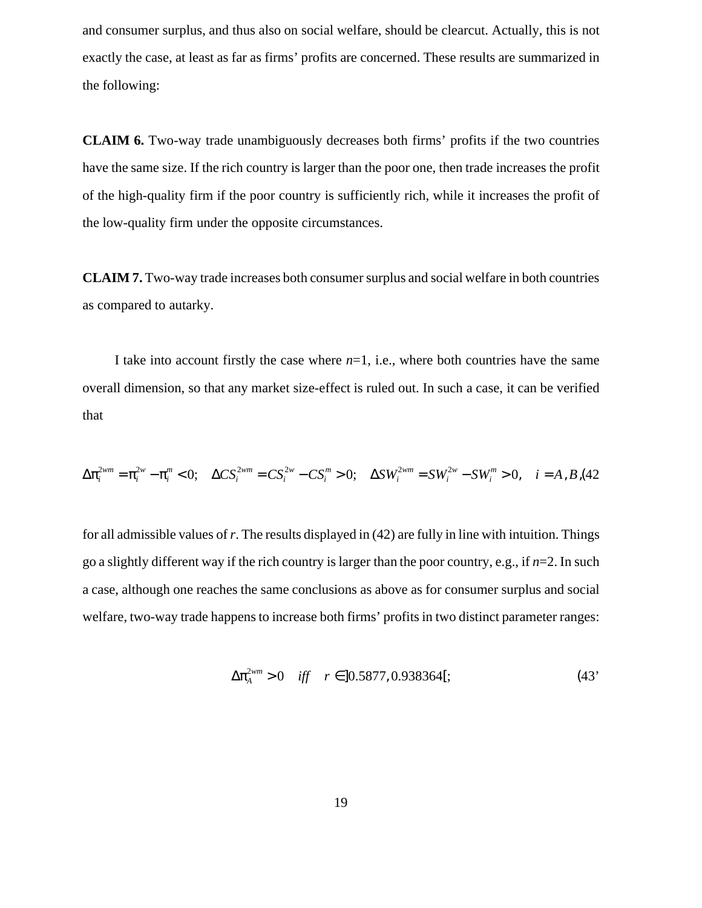and consumer surplus, and thus also on social welfare, should be clearcut. Actually, this is not exactly the case, at least as far as firms' profits are concerned. These results are summarized in the following:

**CLAIM 6.** Two-way trade unambiguously decreases both firms' profits if the two countries have the same size. If the rich country is larger than the poor one, then trade increases the profit of the high-quality firm if the poor country is sufficiently rich, while it increases the profit of the low-quality firm under the opposite circumstances.

**CLAIM 7.** Two-way trade increases both consumer surplus and social welfare in both countries as compared to autarky.

I take into account firstly the case where $n$=1, i.e., where both countries have the same overall dimension, so that any market size-effect is ruled out. In such a case, it can be verified that

$$\Delta\pi_i^{2wm} = \pi_i^{2w} - \pi_i^m < 0; \quad \Delta CS_i^{2wm} = CS_i^{2w} - CS_i^m > 0; \quad \Delta SW_i^{2wm} = SW_i^{2w} - SW_i^m > 0, \quad i = A, B, \tag{42}$$

for all admissible values of $r$. The results displayed in (42) are fully in line with intuition. Things go a slightly different way if the rich country is larger than the poor country, e.g., if $n$=2. In such a case, although one reaches the same conclusions as above as for consumer surplus and social welfare, two-way trade happens to increase both firms' profits in two distinct parameter ranges:

$$\Delta\pi_A^{2wm} > 0 \quad iff \quad r \in ]0.5877, 0.938364[; \tag{43'}$$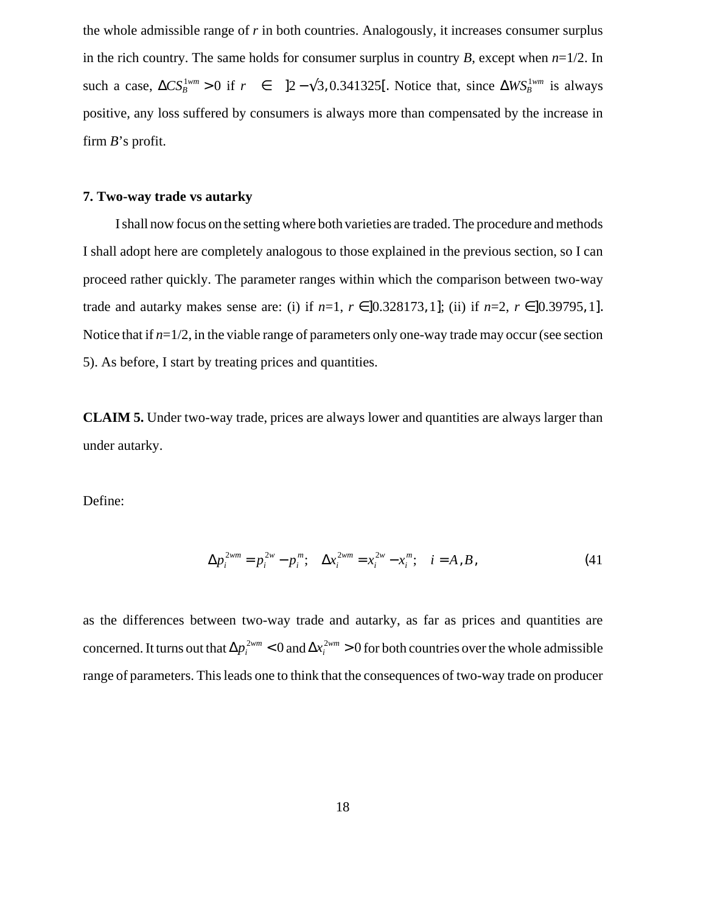the whole admissible range of *r* in both countries. Analogously, it increases consumer surplus in the rich country. The same holds for consumer surplus in country *B*, except when *n*=1/2. In such a case, $\Delta CS_B^{1wm} > 0$ if $r \in ]2-\sqrt{3}, 0.341325[$. Notice that, since $\Delta WS_B^{1wm}$ is always positive, any loss suffered by consumers is always more than compensated by the increase in firm *B*'s profit.

### 7. Two-way trade vs autarky

I shall now focus on the setting where both varieties are traded. The procedure and methods I shall adopt here are completely analogous to those explained in the previous section, so I can proceed rather quickly. The parameter ranges within which the comparison between two-way trade and autarky makes sense are: (i) if *n*=1, $r \in ]0.328173, 1]$; (ii) if *n*=2, $r \in ]0.39795, 1]$. Notice that if *n*=1/2, in the viable range of parameters only one-way trade may occur (see section 5). As before, I start by treating prices and quantities.

**CLAIM 5.** Under two-way trade, prices are always lower and quantities are always larger than under autarky.

Define:

$$\Delta p_i^{2wm} = p_i^{2w} - p_i^{m}; \quad \Delta x_i^{2wm} = x_i^{2w} - x_i^{m}; \quad i = A, B, \tag{41}$$

as the differences between two-way trade and autarky, as far as prices and quantities are concerned. It turns out that $\Delta p_i^{2wm} < 0$ and $\Delta x_i^{2wm} > 0$ for both countries over the whole admissible range of parameters. This leads one to think that the consequences of two-way trade on producer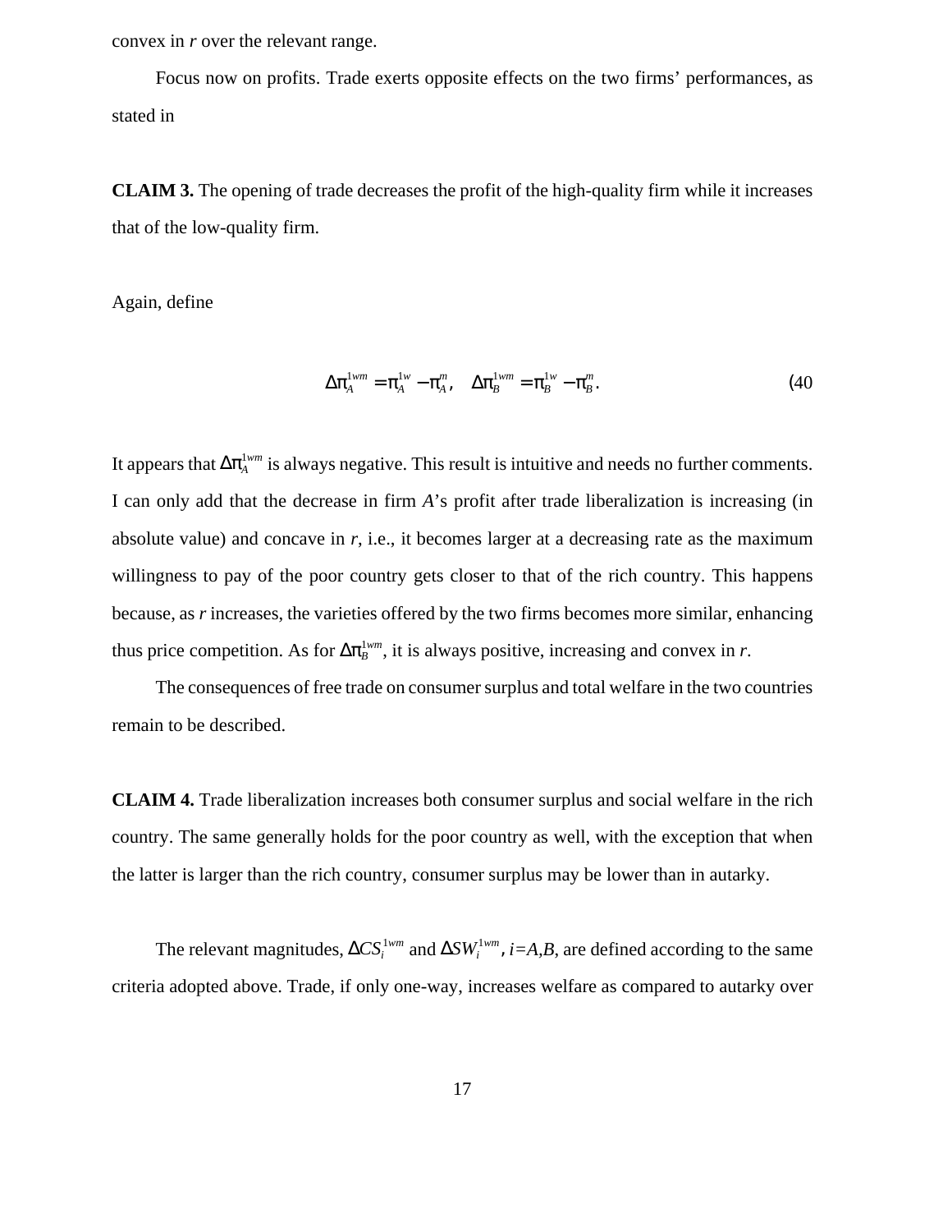convex in *r* over the relevant range.

Focus now on profits. Trade exerts opposite effects on the two firms' performances, as stated in

**CLAIM 3.** The opening of trade decreases the profit of the high-quality firm while it increases that of the low-quality firm.

Again, define

$$\Delta\pi_A^{1wm} = \pi_A^{1w} - \pi_A^m, \quad \Delta\pi_B^{1wm} = \pi_B^{1w} - \pi_B^m. \tag{40}$$

It appears that $\Delta\pi_A^{1wm}$ is always negative. This result is intuitive and needs no further comments. I can only add that the decrease in firm *A*'s profit after trade liberalization is increasing (in absolute value) and concave in *r*, i.e., it becomes larger at a decreasing rate as the maximum willingness to pay of the poor country gets closer to that of the rich country. This happens because, as *r* increases, the varieties offered by the two firms becomes more similar, enhancing thus price competition. As for $\Delta\pi_B^{1wm}$, it is always positive, increasing and convex in *r*.

The consequences of free trade on consumer surplus and total welfare in the two countries remain to be described.

**CLAIM 4.** Trade liberalization increases both consumer surplus and social welfare in the rich country. The same generally holds for the poor country as well, with the exception that when the latter is larger than the rich country, consumer surplus may be lower than in autarky.

The relevant magnitudes, $\Delta CS_i^{1wm}$ and $\Delta SW_i^{1wm}$, $i=A,B$, are defined according to the same criteria adopted above. Trade, if only one-way, increases welfare as compared to autarky over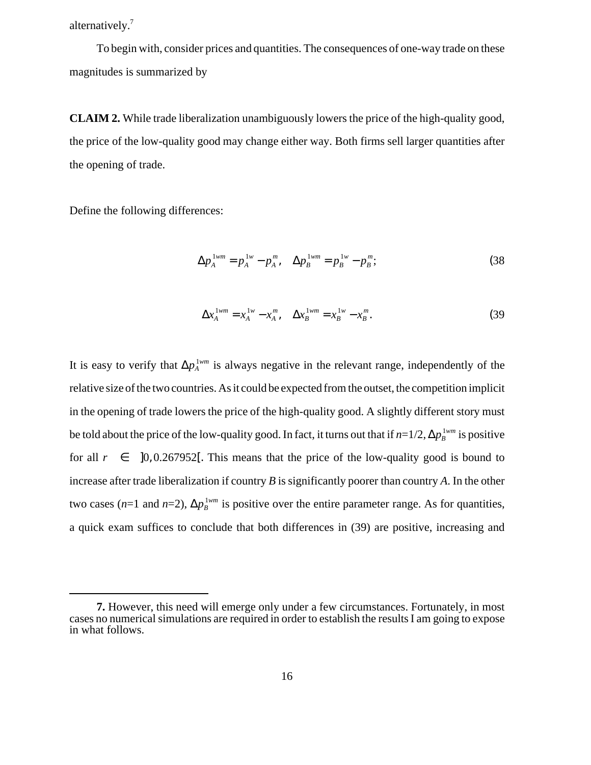alternatively.[7]

To begin with, consider prices and quantities. The consequences of one-way trade on these magnitudes is summarized by

**CLAIM 2.** While trade liberalization unambiguously lowers the price of the high-quality good, the price of the low-quality good may change either way. Both firms sell larger quantities after the opening of trade.

Define the following differences:

$$\Delta p_A^{1wm} = p_A^{1w} - p_A^m, \quad \Delta p_B^{1wm} = p_B^{1w} - p_B^m; \tag{38}$$

$$\Delta x_A^{1wm} = x_A^{1w} - x_A^m, \quad \Delta x_B^{1wm} = x_B^{1w} - x_B^m. \tag{39}$$

It is easy to verify that $\Delta p_A^{1wm}$ is always negative in the relevant range, independently of the relative size of the two countries. As it could be expected from the outset, the competition implicit in the opening of trade lowers the price of the high-quality good. A slightly different story must be told about the price of the low-quality good. In fact, it turns out that if $n$=1/2, $\Delta p_B^{1wm}$ is positive for all $r \in ]0, 0.267952[$. This means that the price of the low-quality good is bound to increase after trade liberalization if country *B* is significantly poorer than country *A*. In the other two cases ($n$=1 and $n$=2), $\Delta p_B^{1wm}$ is positive over the entire parameter range. As for quantities, a quick exam suffices to conclude that both differences in (39) are positive, increasing and

**7.** However, this need will emerge only under a few circumstances. Fortunately, in most cases no numerical simulations are required in order to establish the results I am going to expose in what follows.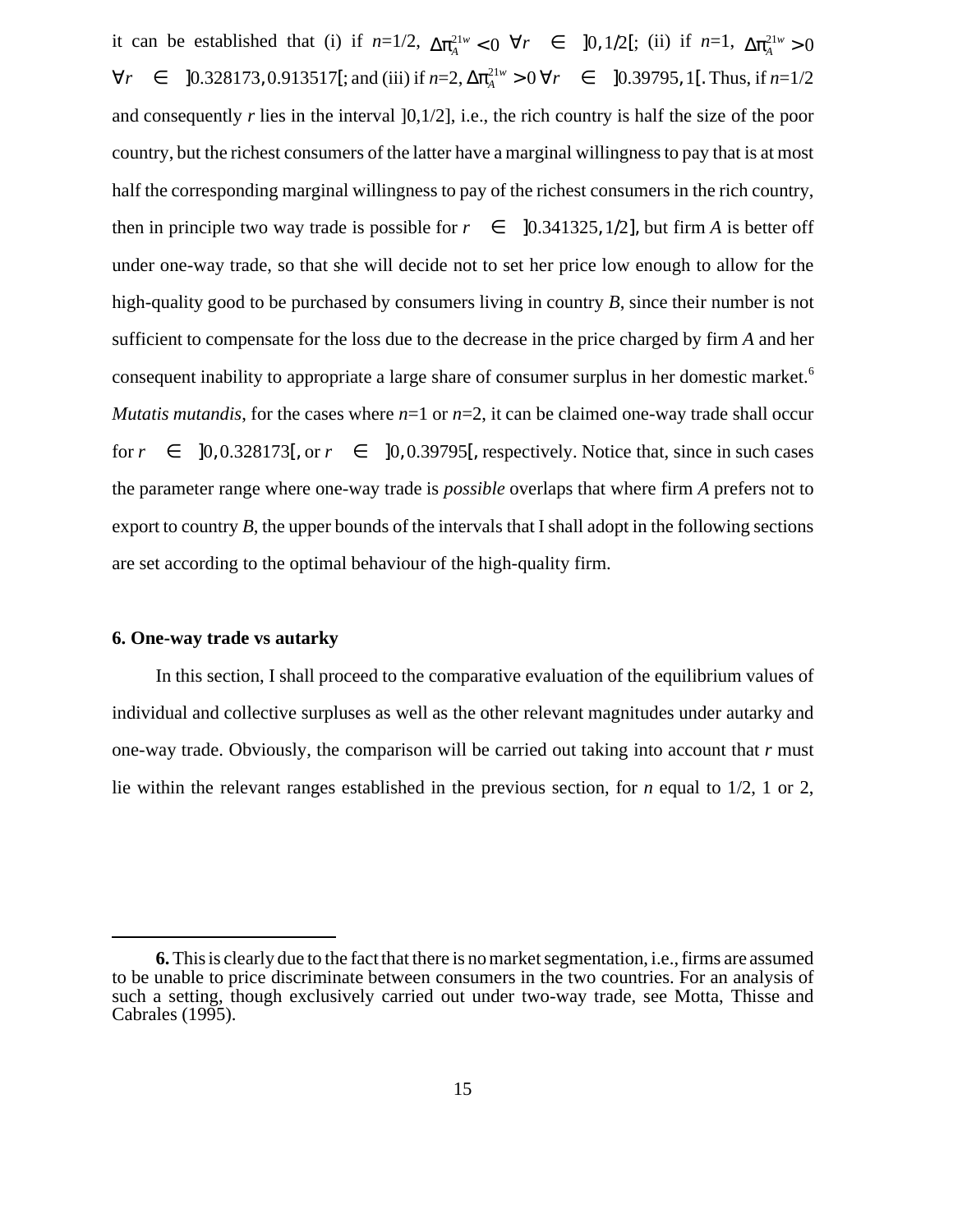it can be established that (i) if $n$=1/2, $\Delta\pi_A^{21w} < 0 \ \forall r \in ]0, 1/2[$; (ii) if $n$=1, $\Delta\pi_A^{21w} > 0$ $\forall r \in ]0.328173, 0.913517[$; and (iii) if $n$=2, $\Delta\pi_A^{21w} > 0 \ \forall r \in ]0.39795, 1[$. Thus, if $n$=1/2 and consequently $r$ lies in the interval ]0,1/2], i.e., the rich country is half the size of the poor country, but the richest consumers of the latter have a marginal willingness to pay that is at most half the corresponding marginal willingness to pay of the richest consumers in the rich country, then in principle two way trade is possible for $r \in ]0.341325, 1/2]$, but firm $A$ is better off under one-way trade, so that she will decide not to set her price low enough to allow for the high-quality good to be purchased by consumers living in country $B$, since their number is not sufficient to compensate for the loss due to the decrease in the price charged by firm $A$ and her consequent inability to appropriate a large share of consumer surplus in her domestic market.[6] *Mutatis mutandis*, for the cases where $n$=1 or $n$=2, it can be claimed one-way trade shall occur for $r \in ]0, 0.328173[$, or $r \in ]0, 0.39795[$, respectively. Notice that, since in such cases the parameter range where one-way trade is *possible* overlaps that where firm $A$ prefers not to export to country $B$, the upper bounds of the intervals that I shall adopt in the following sections are set according to the optimal behaviour of the high-quality firm.

## 6. One-way trade vs autarky

In this section, I shall proceed to the comparative evaluation of the equilibrium values of individual and collective surpluses as well as the other relevant magnitudes under autarky and one-way trade. Obviously, the comparison will be carried out taking into account that $r$ must lie within the relevant ranges established in the previous section, for $n$ equal to 1/2, 1 or 2,

---

**6.** This is clearly due to the fact that there is no market segmentation, i.e., firms are assumed to be unable to price discriminate between consumers in the two countries. For an analysis of such a setting, though exclusively carried out under two-way trade, see Motta, Thisse and Cabrales (1995).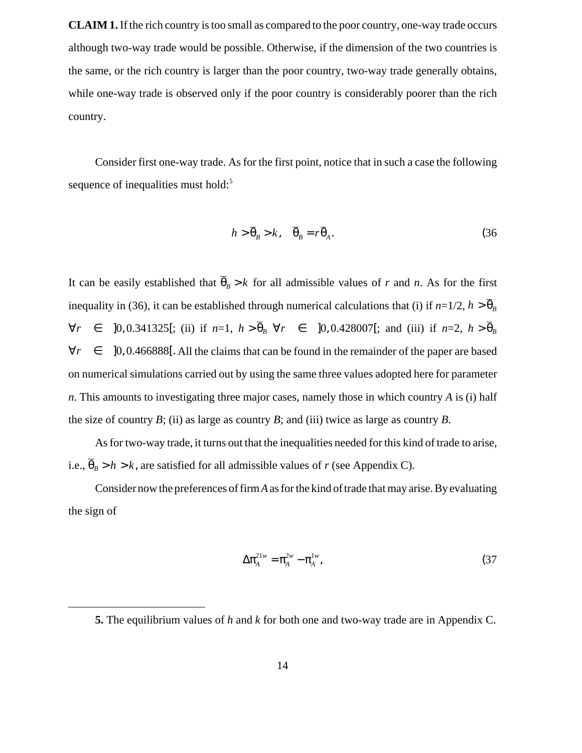**CLAIM 1.** If the rich country is too small as compared to the poor country, one-way trade occurs although two-way trade would be possible. Otherwise, if the dimension of the two countries is the same, or the rich country is larger than the poor country, two-way trade generally obtains, while one-way trade is observed only if the poor country is considerably poorer than the rich country.

Consider first one-way trade. As for the first point, notice that in such a case the following sequence of inequalities must hold:[5]

$$h > \overline{\theta}_B > k, \quad \overline{\theta}_B = r\overline{\theta}_A. \tag{36}$$

It can be easily established that $\overline{\theta}_B > k$ for all admissible values of $r$ and $n$. As for the first inequality in (36), it can be established through numerical calculations that (i) if $n$=1/2, $h > \overline{\theta}_B$ $\forall r \in \, ]0, 0.341325[$; (ii) if $n$=1, $h > \overline{\theta}_B$ $\forall r \in \, ]0, 0.428007[$; and (iii) if $n$=2, $h > \overline{\theta}_B$ $\forall r \in \, ]0, 0.466888[$. All the claims that can be found in the remainder of the paper are based on numerical simulations carried out by using the same three values adopted here for parameter $n$. This amounts to investigating three major cases, namely those in which country $A$ is (i) half the size of country $B$; (ii) as large as country $B$; and (iii) twice as large as country $B$.

As for two-way trade, it turns out that the inequalities needed for this kind of trade to arise, i.e., $\overline{\theta}_B > h > k$, are satisfied for all admissible values of $r$ (see Appendix C).

Consider now the preferences of firm $A$ as for the kind of trade that may arise. By evaluating the sign of

$$\Delta\pi_A^{21w} = \pi_A^{2w} - \pi_A^{1w}, \tag{37}$$

---

**5.** The equilibrium values of $h$ and $k$ for both one and two-way trade are in Appendix C.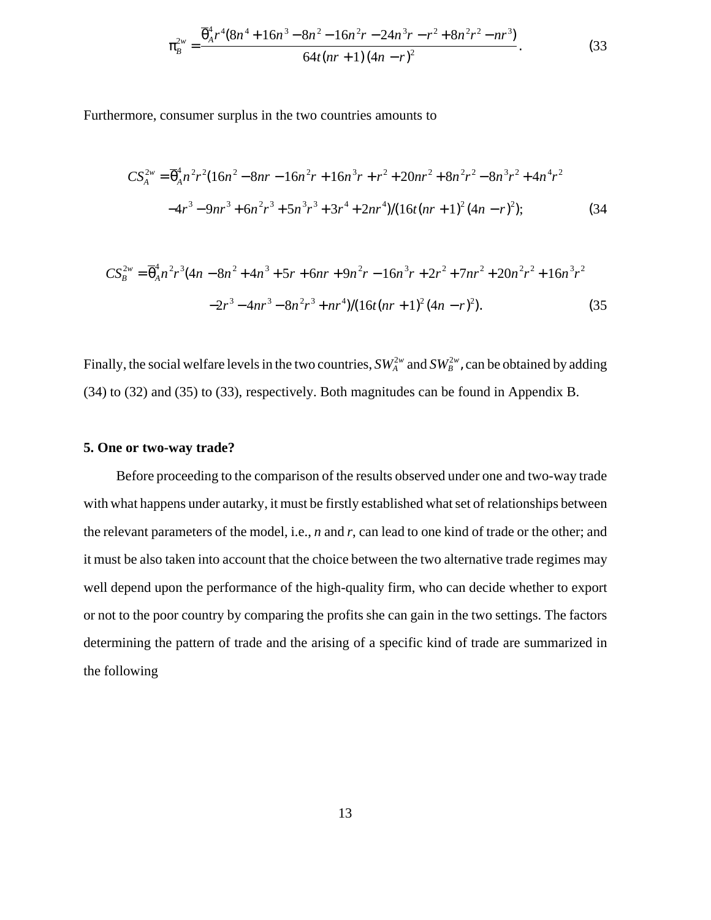$$\pi_B^{2w} = \frac{\overline{\theta}_A^4 r^4 (8n^4 + 16n^3 - 8n^2 - 16n^2 r - 24n^3 r - r^2 + 8n^2 r^2 - nr^3)}{64t(nr+1)(4n-r)^2}. \tag{33}$$

Furthermore, consumer surplus in the two countries amounts to

$$CS_A^{2w} = \overline{\theta}_A^4 n^2 r^2 (16n^2 - 8nr - 16n^2 r + 16n^3 r + r^2 + 20nr^2 + 8n^2 r^2 - 8n^3 r^2 + 4n^4 r^2$$
$$- 4r^3 - 9nr^3 + 6n^2 r^3 + 5n^3 r^3 + 3r^4 + 2nr^4)/(16t(nr+1)^2 (4n-r)^2); \tag{34}$$

$$CS_B^{2w} = \overline{\theta}_A^4 n^2 r^3 (4n - 8n^2 + 4n^3 + 5r + 6nr + 9n^2 r - 16n^3 r + 2r^2 + 7nr^2 + 20n^2 r^2 + 16n^3 r^2$$
$$- 2r^3 - 4nr^3 - 8n^2 r^3 + nr^4)/(16t(nr+1)^2 (4n-r)^2). \tag{35}$$

Finally, the social welfare levels in the two countries, $SW_A^{2w}$ and $SW_B^{2w}$, can be obtained by adding (34) to (32) and (35) to (33), respectively. Both magnitudes can be found in Appendix B.

**5. One or two-way trade?**

Before proceeding to the comparison of the results observed under one and two-way trade with what happens under autarky, it must be firstly established what set of relationships between the relevant parameters of the model, i.e., *n* and *r*, can lead to one kind of trade or the other; and it must be also taken into account that the choice between the two alternative trade regimes may well depend upon the performance of the high-quality firm, who can decide whether to export or not to the poor country by comparing the profits she can gain in the two settings. The factors determining the pattern of trade and the arising of a specific kind of trade are summarized in the following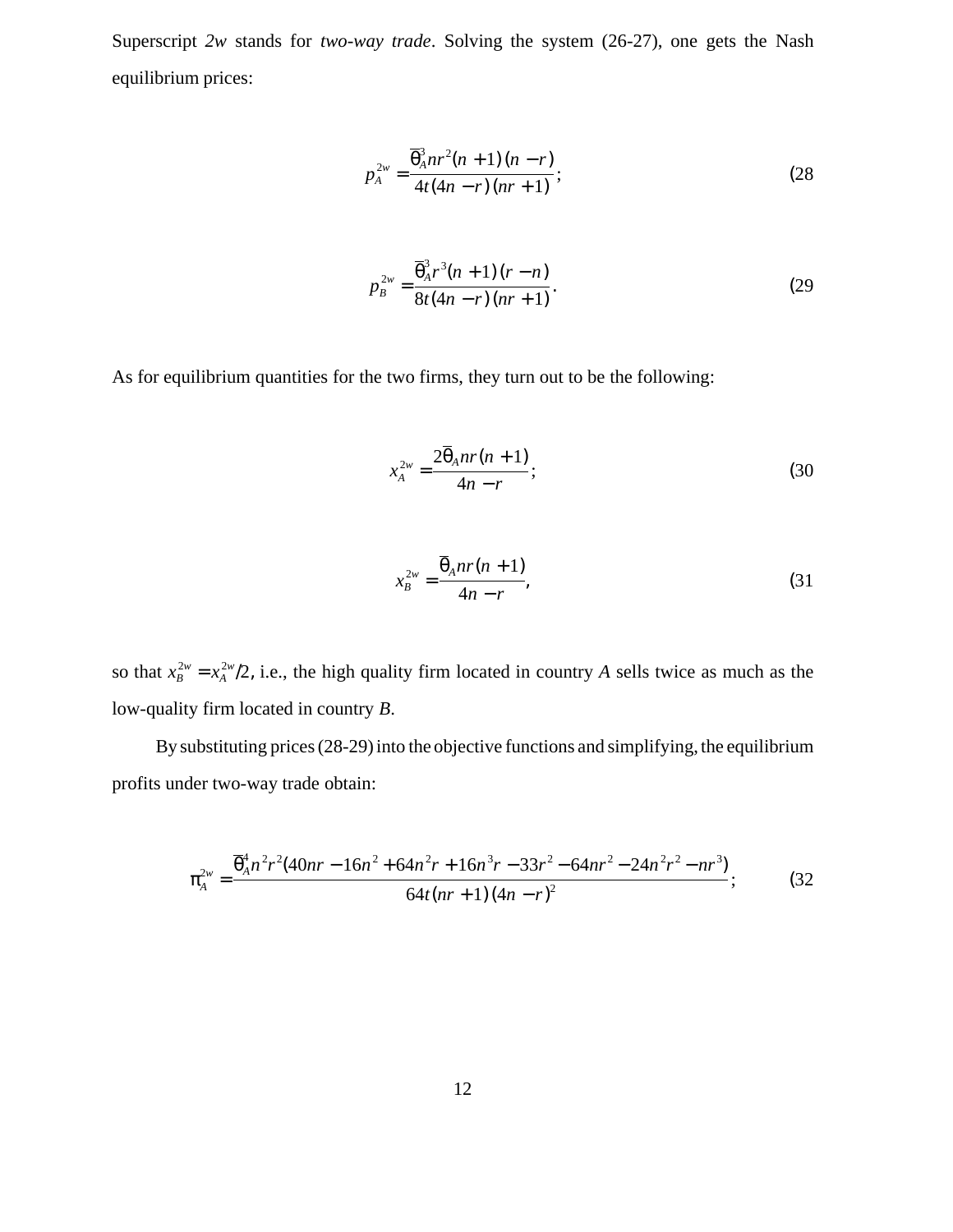Superscript *2w* stands for *two-way trade*. Solving the system (26-27), one gets the Nash equilibrium prices:

$$p_A^{2w} = \frac{\overline{\theta}_A^3 n r^2 (n+1)(n-r)}{4t(4n-r)(nr+1)}; \tag{28}$$

$$p_B^{2w} = \frac{\overline{\theta}_A^3 r^3 (n+1)(r-n)}{8t(4n-r)(nr+1)}. \tag{29}$$

As for equilibrium quantities for the two firms, they turn out to be the following:

$$x_A^{2w} = \frac{2\overline{\theta}_A n r (n+1)}{4n-r}; \tag{30}$$

$$x_B^{2w} = \frac{\overline{\theta}_A n r (n+1)}{4n-r}, \tag{31}$$

so that $x_B^{2w} = x_A^{2w}/2$, i.e., the high quality firm located in country *A* sells twice as much as the low-quality firm located in country *B*.

By substituting prices (28-29) into the objective functions and simplifying, the equilibrium profits under two-way trade obtain:

$$\pi_A^{2w} = \frac{\overline{\theta}_A^4 n^2 r^2 (40nr - 16n^2 + 64n^2 r + 16n^3 r - 33r^2 - 64nr^2 - 24n^2 r^2 - nr^3)}{64t(nr+1)(4n-r)^2}; \tag{32}$$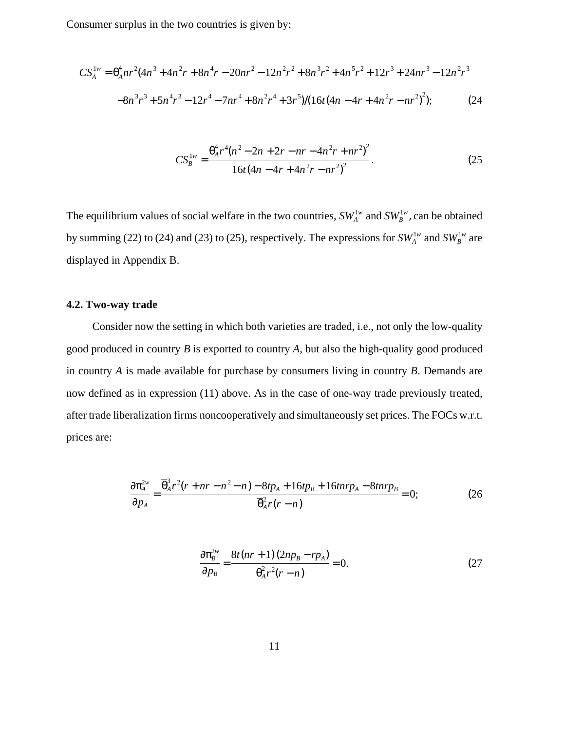Consumer surplus in the two countries is given by:

$$CS_A^{1w} = \overline{\theta}_A^4 nr^2(4n^3 + 4n^2r + 8n^4r - 20nr^2 - 12n^2r^2 + 8n^3r^2 + 4n^5r^2 + 12r^3 + 24nr^3 - 12n^2r^3$$
$$-8n^3r^3 + 5n^4r^3 - 12r^4 - 7nr^4 + 8n^2r^4 + 3r^5)/(16t(4n - 4r + 4n^2r - nr^2)^2); \tag{24}$$

$$CS_B^{1w} = \frac{\overline{\theta}_A^4 r^4(n^2 - 2n + 2r - nr - 4n^2r + nr^2)^2}{16t(4n - 4r + 4n^2r - nr^2)^2}. \tag{25}$$

The equilibrium values of social welfare in the two countries, $SW_A^{1w}$ and $SW_B^{1w}$, can be obtained by summing (22) to (24) and (23) to (25), respectively. The expressions for $SW_A^{1w}$ and $SW_B^{1w}$ are displayed in Appendix B.

### 4.2. Two-way trade

Consider now the setting in which both varieties are traded, i.e., not only the low-quality good produced in country *B* is exported to country *A*, but also the high-quality good produced in country *A* is made available for purchase by consumers living in country *B*. Demands are now defined as in expression (11) above. As in the case of one-way trade previously treated, after trade liberalization firms noncooperatively and simultaneously set prices. The FOCs w.r.t. prices are:

$$\frac{\partial \pi_A^{2w}}{\partial p_A} = \frac{\overline{\theta}_A^3 r^2(r + nr - n^2 - n) - 8tp_A + 16tp_B + 16tnrp_A - 8tnrp_B}{\overline{\theta}_A^2 r(r - n)} = 0; \tag{26}$$

$$\frac{\partial \pi_B^{2w}}{\partial p_B} = \frac{8t(nr + 1)(2np_B - rp_A)}{\overline{\theta}_A^2 r^2(r - n)} = 0. \tag{27}$$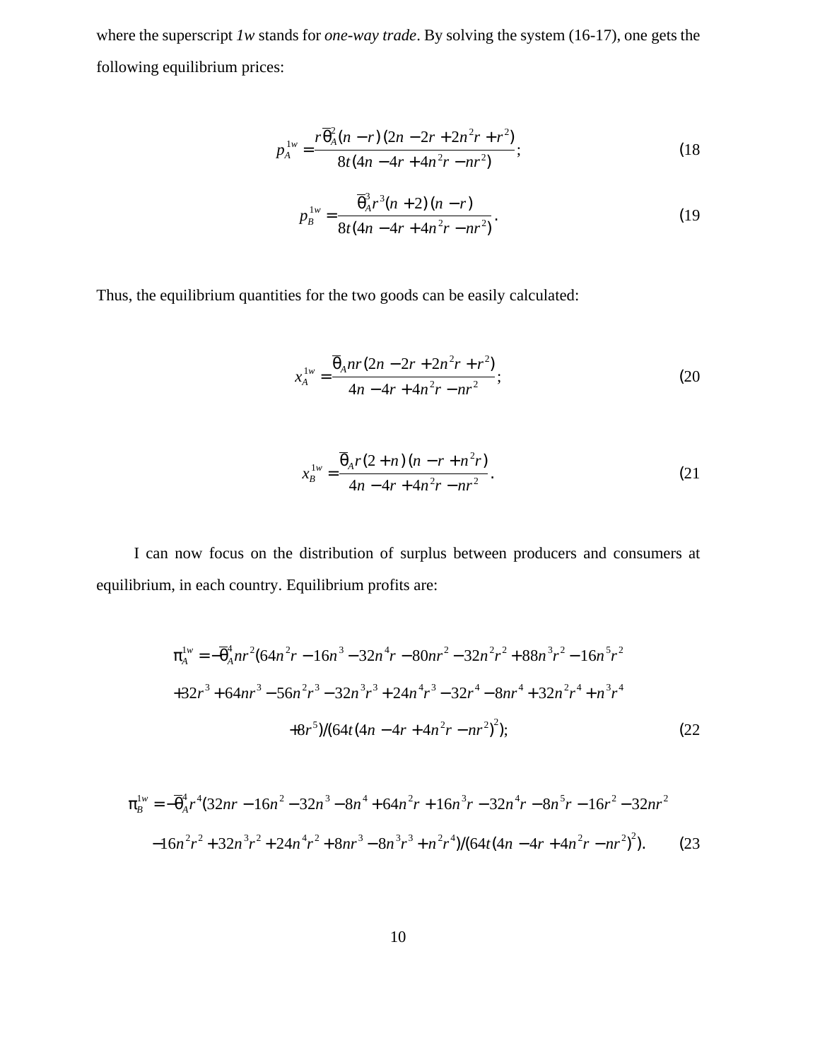where the superscript *1w* stands for *one-way trade*. By solving the system (16-17), one gets the following equilibrium prices:

$$p_A^{1w} = \frac{r\overline{\theta}_A^2 (n-r)(2n-2r+2n^2r+r^2)}{8t(4n-4r+4n^2r-nr^2)}; \tag{18}$$

$$p_B^{1w} = \frac{\overline{\theta}_A^3 r^3 (n+2)(n-r)}{8t(4n-4r+4n^2r-nr^2)}. \tag{19}$$

Thus, the equilibrium quantities for the two goods can be easily calculated:

$$x_A^{1w} = \frac{\overline{\theta}_A nr(2n-2r+2n^2r+r^2)}{4n-4r+4n^2r-nr^2}; \tag{20}$$

$$x_B^{1w} = \frac{\overline{\theta}_A r(2+n)(n-r+n^2r)}{4n-4r+4n^2r-nr^2}. \tag{21}$$

I can now focus on the distribution of surplus between producers and consumers at equilibrium, in each country. Equilibrium profits are:

$$\begin{aligned}\pi_A^{1w} = -\overline{\theta}_A^4 nr^2 (&64n^2r - 16n^3 - 32n^4r - 80nr^2 - 32n^2r^2 + 88n^3r^2 - 16n^5r^2 \\ &+ 32r^3 + 64nr^3 - 56n^2r^3 - 32n^3r^3 + 24n^4r^3 - 32r^4 - 8nr^4 + 32n^2r^4 + n^3r^4 \\ &+ 8r^5)/(64t(4n-4r+4n^2r-nr^2)^2);\end{aligned} \tag{22}$$

$$\begin{aligned}\pi_B^{1w} = -\overline{\theta}_A^4 r^4 (&32nr - 16n^2 - 32n^3 - 8n^4 + 64n^2r + 16n^3r - 32n^4r - 8n^5r - 16r^2 - 32nr^2 \\ &- 16n^2r^2 + 32n^3r^2 + 24n^4r^2 + 8nr^3 - 8n^3r^3 + n^2r^4)/(64t(4n-4r+4n^2r-nr^2)^2).\end{aligned} \tag{23}$$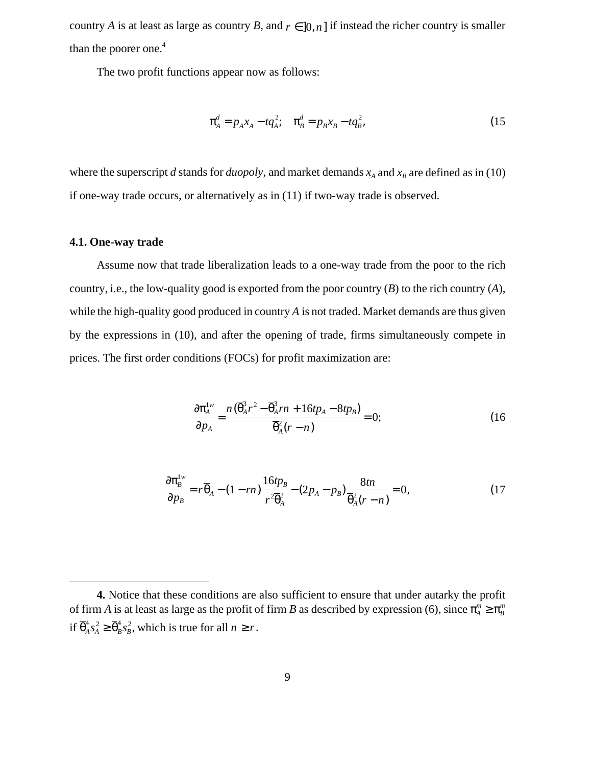country *A* is at least as large as country *B*, and $r \in ]0, n]$ if instead the richer country is smaller than the poorer one.[4]

The two profit functions appear now as follows:

$$\pi_A^d = p_A x_A - t q_A^2; \quad \pi_B^d = p_B x_B - t q_B^2, \tag{15}$$

where the superscript *d* stands for *duopoly*, and market demands $x_A$ and $x_B$ are defined as in (10) if one-way trade occurs, or alternatively as in (11) if two-way trade is observed.

### 4.1. One-way trade

Assume now that trade liberalization leads to a one-way trade from the poor to the rich country, i.e., the low-quality good is exported from the poor country (*B*) to the rich country (*A*), while the high-quality good produced in country *A* is not traded. Market demands are thus given by the expressions in (10), and after the opening of trade, firms simultaneously compete in prices. The first order conditions (FOCs) for profit maximization are:

$$\frac{\partial \pi_A^{1w}}{\partial p_A} = \frac{n\left(\overline{\theta}_A^3 r^2 - \overline{\theta}_A^3 rn + 16tp_A - 8tp_B\right)}{\overline{\theta}_A^2 (r-n)} = 0; \tag{16}$$

$$\frac{\partial \pi_B^{1w}}{\partial p_B} = r\overline{\theta}_A - (1-rn)\frac{16tp_B}{r^2\overline{\theta}_A^2} - (2p_A - p_B)\frac{8tn}{\overline{\theta}_A^2(r-n)} = 0, \tag{17}$$

---

**4.** Notice that these conditions are also sufficient to ensure that under autarky the profit of firm *A* is at least as large as the profit of firm *B* as described by expression (6), since $\pi_A^m \geq \pi_B^m$ if $\overline{\theta}_A^4 s_A^2 \geq \overline{\theta}_B^4 s_B^2$, which is true for all $n \geq r$.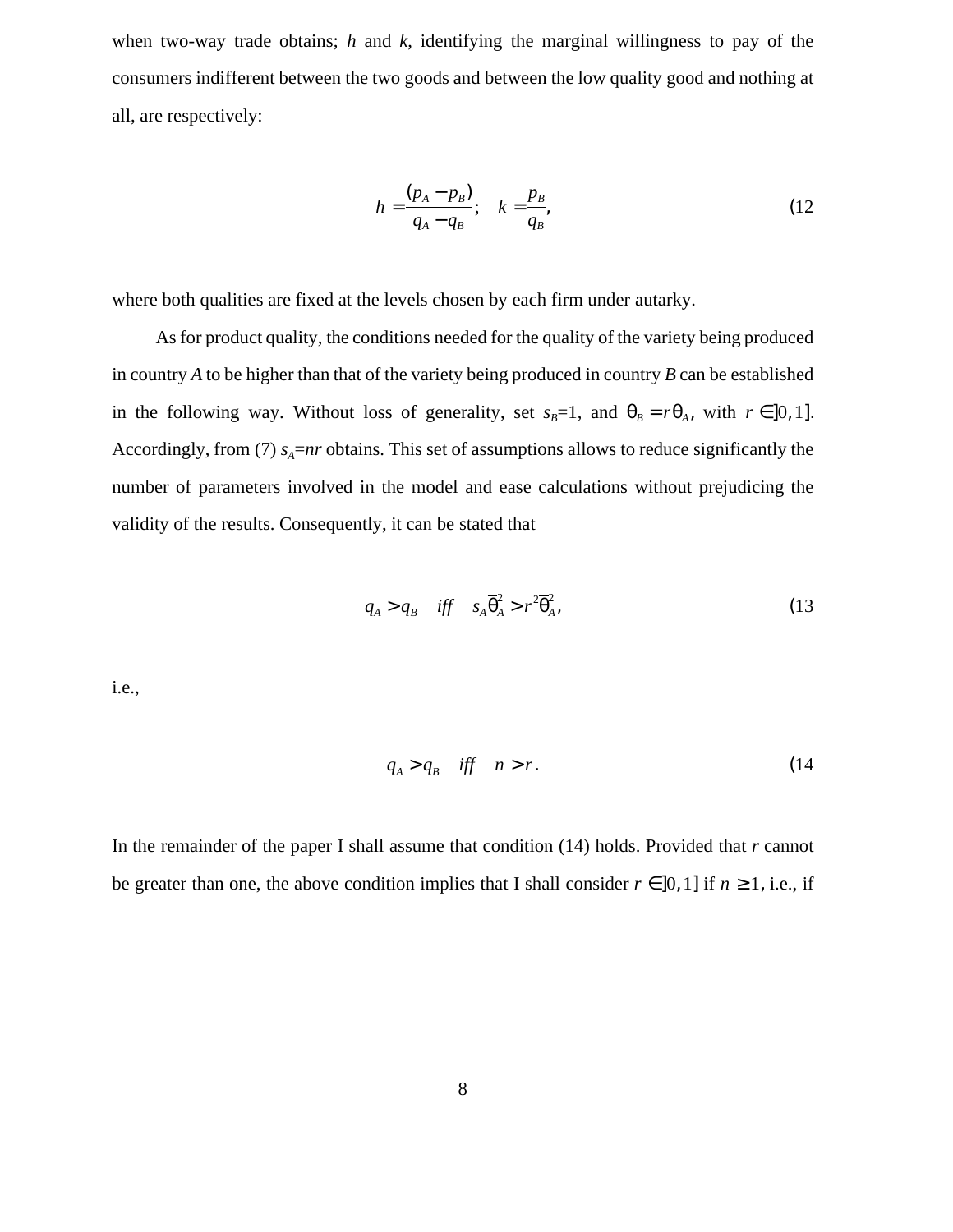when two-way trade obtains; $h$ and $k$, identifying the marginal willingness to pay of the consumers indifferent between the two goods and between the low quality good and nothing at all, are respectively:

$$h = \frac{(p_A - p_B)}{q_A - q_B}; \quad k = \frac{p_B}{q_B}, \tag{12}$$

where both qualities are fixed at the levels chosen by each firm under autarky.

As for product quality, the conditions needed for the quality of the variety being produced in country $A$ to be higher than that of the variety being produced in country $B$ can be established in the following way. Without loss of generality, set $s_B$=1, and $\overline{\theta}_B = r\overline{\theta}_A$, with $r \in ]0,1]$. Accordingly, from (7) $s_A$=$nr$ obtains. This set of assumptions allows to reduce significantly the number of parameters involved in the model and ease calculations without prejudicing the validity of the results. Consequently, it can be stated that

$$q_A > q_B \quad iff \quad s_A\overline{\theta}_A^2 > r^2\overline{\theta}_A^2, \tag{13}$$

i.e.,

$$q_A > q_B \quad iff \quad n > r. \tag{14}$$

In the remainder of the paper I shall assume that condition (14) holds. Provided that $r$ cannot be greater than one, the above condition implies that I shall consider $r \in ]0,1]$ if $n \geq 1$, i.e., if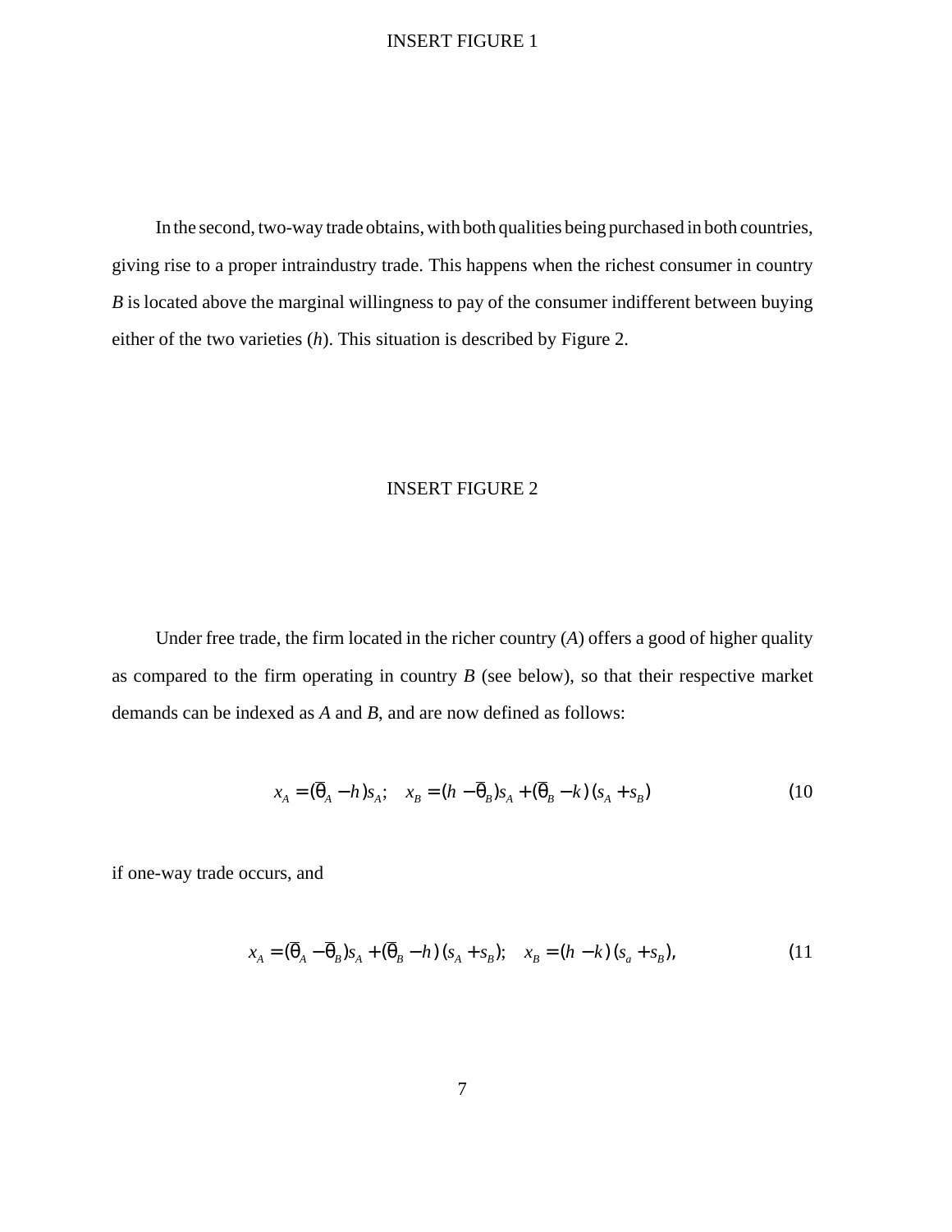INSERT FIGURE 1

In the second, two-way trade obtains, with both qualities being purchased in both countries, giving rise to a proper intraindustry trade. This happens when the richest consumer in country *B* is located above the marginal willingness to pay of the consumer indifferent between buying either of the two varieties ($h$). This situation is described by Figure 2.

INSERT FIGURE 2

Under free trade, the firm located in the richer country (*A*) offers a good of higher quality as compared to the firm operating in country *B* (see below), so that their respective market demands can be indexed as *A* and *B*, and are now defined as follows:

$$x_A = (\bar{\theta}_A - h)s_A; \quad x_B = (h - \bar{\theta}_B)s_A + (\bar{\theta}_B - k)(s_A + s_B) \tag{10}$$

if one-way trade occurs, and

$$x_A = (\bar{\theta}_A - \bar{\theta}_B)s_A + (\bar{\theta}_B - h)(s_A + s_B); \quad x_B = (h - k)(s_a + s_B), \tag{11}$$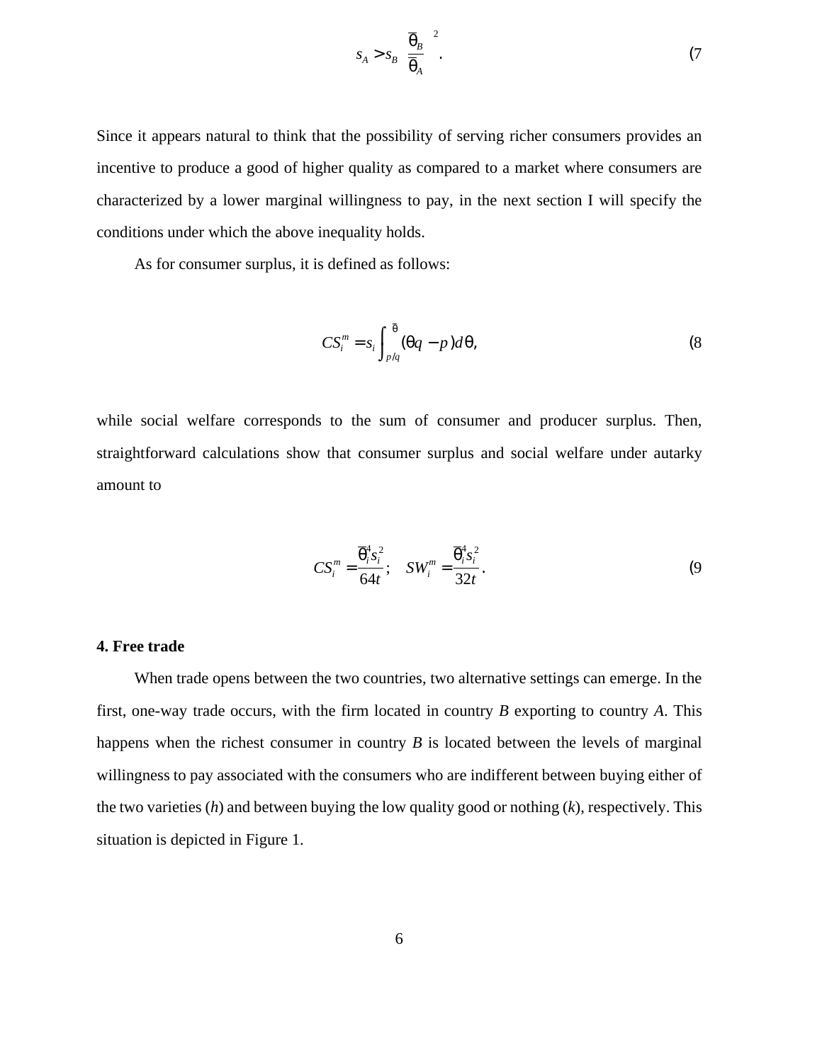$$s_A > s_B \left(\frac{\bar{\theta}_B}{\bar{\theta}_A}\right)^2. \tag{7}$$

Since it appears natural to think that the possibility of serving richer consumers provides an incentive to produce a good of higher quality as compared to a market where consumers are characterized by a lower marginal willingness to pay, in the next section I will specify the conditions under which the above inequality holds.

As for consumer surplus, it is defined as follows:

$$CS_i^m = s_i \int_{p/q}^{\bar{\theta}} (\theta q - p) d\theta, \tag{8}$$

while social welfare corresponds to the sum of consumer and producer surplus. Then, straightforward calculations show that consumer surplus and social welfare under autarky amount to

$$CS_i^m = \frac{\bar{\theta}_i^4 s_i^2}{64t}; \quad SW_i^m = \frac{\bar{\theta}_i^4 s_i^2}{32t}. \tag{9}$$

**4. Free trade**

When trade opens between the two countries, two alternative settings can emerge. In the first, one-way trade occurs, with the firm located in country *B* exporting to country *A*. This happens when the richest consumer in country *B* is located between the levels of marginal willingness to pay associated with the consumers who are indifferent between buying either of the two varieties (*h*) and between buying the low quality good or nothing (*k*), respectively. This situation is depicted in Figure 1.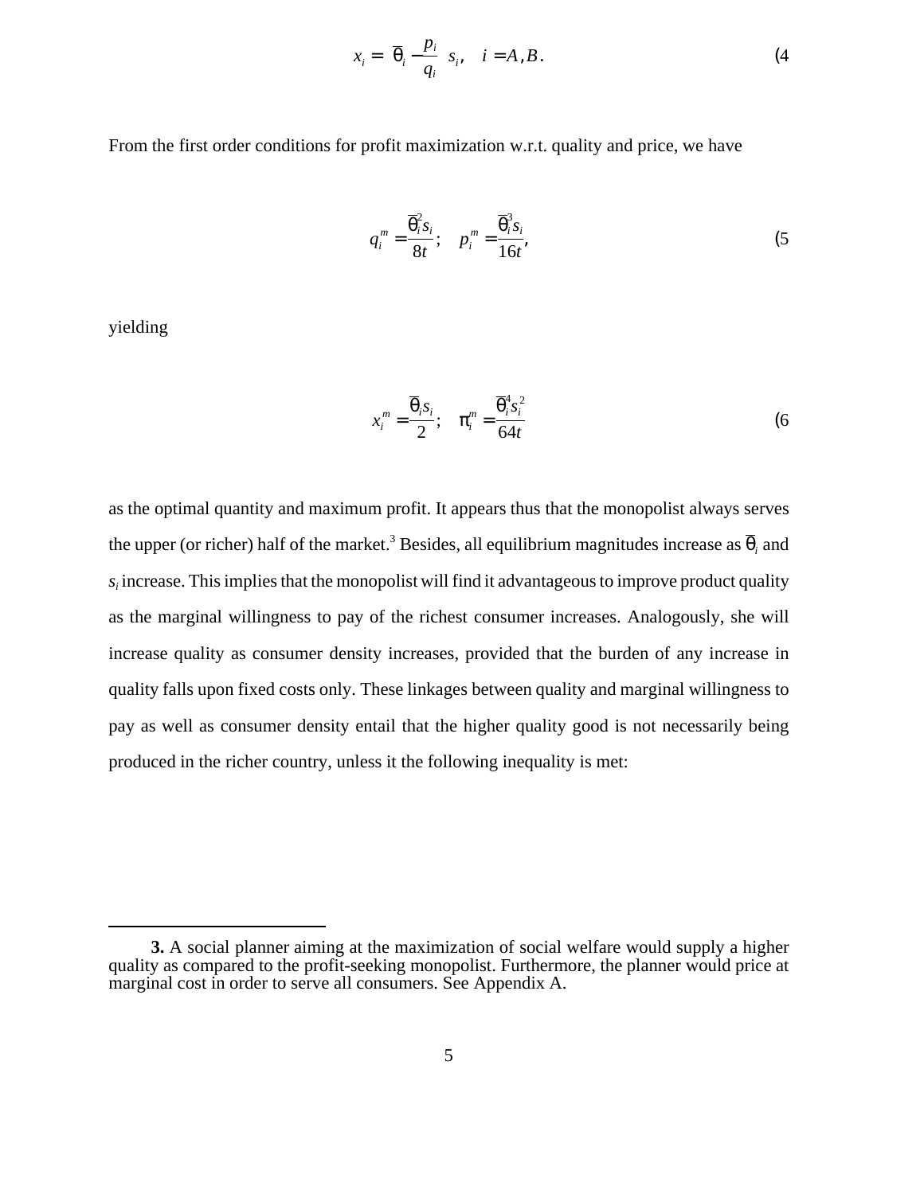$$x_i = \left(\overline{\theta}_i - \frac{p_i}{q_i}\right) s_i, \quad i = A, B. \tag{4}$$

From the first order conditions for profit maximization w.r.t. quality and price, we have

$$q_i^m = \frac{\overline{\theta}_i^2 s_i}{8t}; \quad p_i^m = \frac{\overline{\theta}_i^3 s_i}{16t}, \tag{5}$$

yielding

$$x_i^m = \frac{\overline{\theta}_i s_i}{2}; \quad \pi_i^m = \frac{\overline{\theta}_i^4 s_i^2}{64t} \tag{6}$$

as the optimal quantity and maximum profit. It appears thus that the monopolist always serves the upper (or richer) half of the market.[3] Besides, all equilibrium magnitudes increase as $\overline{\theta}_i$ and $s_i$ increase. This implies that the monopolist will find it advantageous to improve product quality as the marginal willingness to pay of the richest consumer increases. Analogously, she will increase quality as consumer density increases, provided that the burden of any increase in quality falls upon fixed costs only. These linkages between quality and marginal willingness to pay as well as consumer density entail that the higher quality good is not necessarily being produced in the richer country, unless it the following inequality is met:

---

**3.** A social planner aiming at the maximization of social welfare would supply a higher quality as compared to the profit-seeking monopolist. Furthermore, the planner would price at marginal cost in order to serve all consumers. See Appendix A.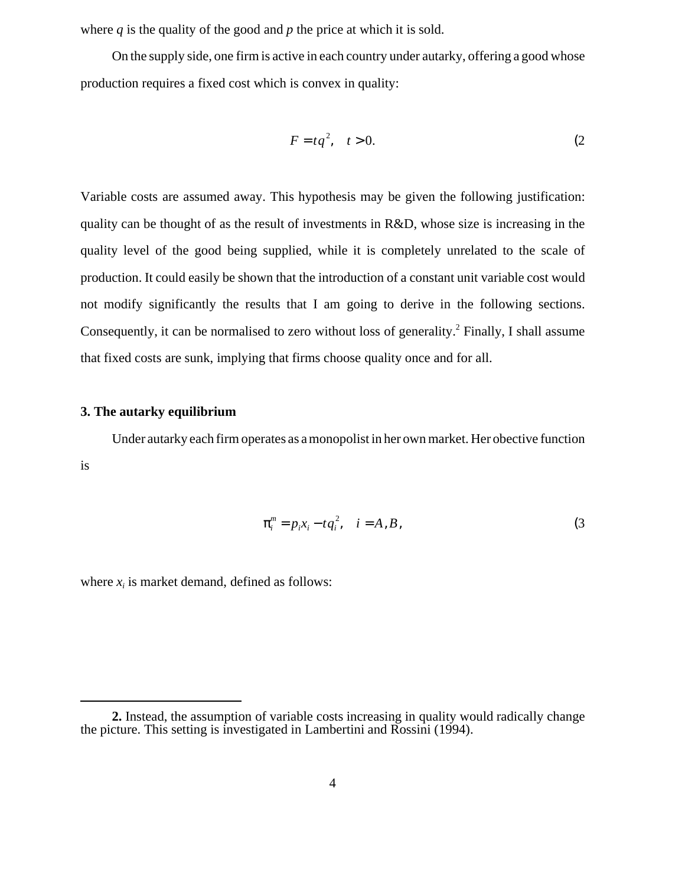where $q$ is the quality of the good and $p$ the price at which it is sold.

On the supply side, one firm is active in each country under autarky, offering a good whose production requires a fixed cost which is convex in quality:

$$F = tq^2, \quad t > 0. \tag{2}$$

Variable costs are assumed away. This hypothesis may be given the following justification: quality can be thought of as the result of investments in R&D, whose size is increasing in the quality level of the good being supplied, while it is completely unrelated to the scale of production. It could easily be shown that the introduction of a constant unit variable cost would not modify significantly the results that I am going to derive in the following sections. Consequently, it can be normalised to zero without loss of generality.[2] Finally, I shall assume that fixed costs are sunk, implying that firms choose quality once and for all.

### 3. The autarky equilibrium

Under autarky each firm operates as a monopolist in her own market. Her objective function is

$$\pi_i^m = p_i x_i - tq_i^2, \quad i = A, B, \tag{3}$$

where $x_i$ is market demand, defined as follows:

---

**2.** Instead, the assumption of variable costs increasing in quality would radically change the picture. This setting is investigated in Lambertini and Rossini (1994).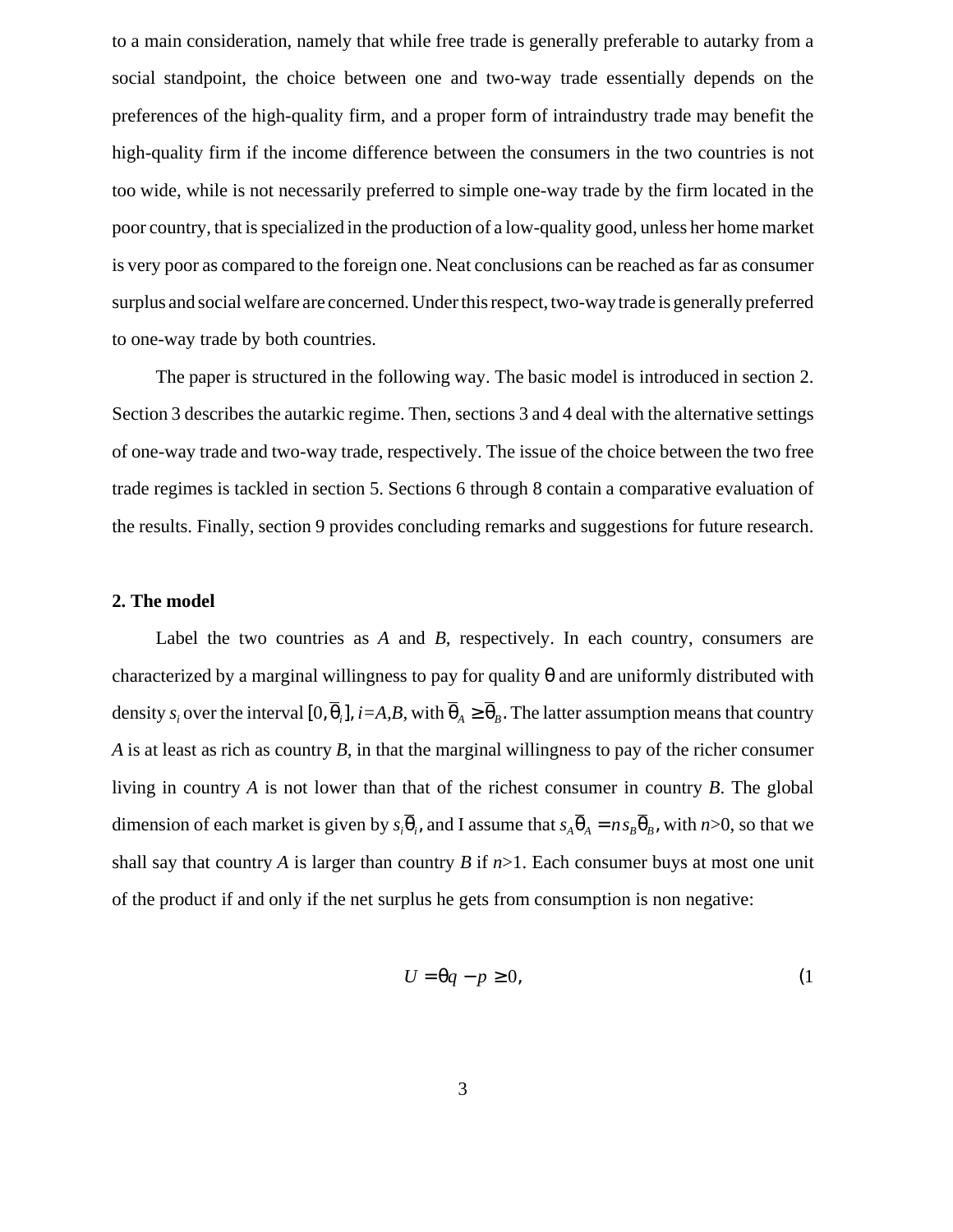to a main consideration, namely that while free trade is generally preferable to autarky from a social standpoint, the choice between one and two-way trade essentially depends on the preferences of the high-quality firm, and a proper form of intraindustry trade may benefit the high-quality firm if the income difference between the consumers in the two countries is not too wide, while is not necessarily preferred to simple one-way trade by the firm located in the poor country, that is specialized in the production of a low-quality good, unless her home market is very poor as compared to the foreign one. Neat conclusions can be reached as far as consumer surplus and social welfare are concerned. Under this respect, two-way trade is generally preferred to one-way trade by both countries.

The paper is structured in the following way. The basic model is introduced in section 2. Section 3 describes the autarkic regime. Then, sections 3 and 4 deal with the alternative settings of one-way trade and two-way trade, respectively. The issue of the choice between the two free trade regimes is tackled in section 5. Sections 6 through 8 contain a comparative evaluation of the results. Finally, section 9 provides concluding remarks and suggestions for future research.

**2. The model**

Label the two countries as *A* and *B*, respectively. In each country, consumers are characterized by a marginal willingness to pay for quality $\theta$ and are uniformly distributed with density $s_i$ over the interval $[0,\overline{\theta}_i]$, $i=A,B$, with $\overline{\theta}_A \geq \overline{\theta}_B$. The latter assumption means that country *A* is at least as rich as country *B*, in that the marginal willingness to pay of the richer consumer living in country *A* is not lower than that of the richest consumer in country *B*. The global dimension of each market is given by $s_i\overline{\theta}_i$, and I assume that $s_A\overline{\theta}_A = n s_B\overline{\theta}_B$, with $n>0$, so that we shall say that country *A* is larger than country *B* if $n>1$. Each consumer buys at most one unit of the product if and only if the net surplus he gets from consumption is non negative:

$$U = \theta q - p \geq 0, \tag{1}$$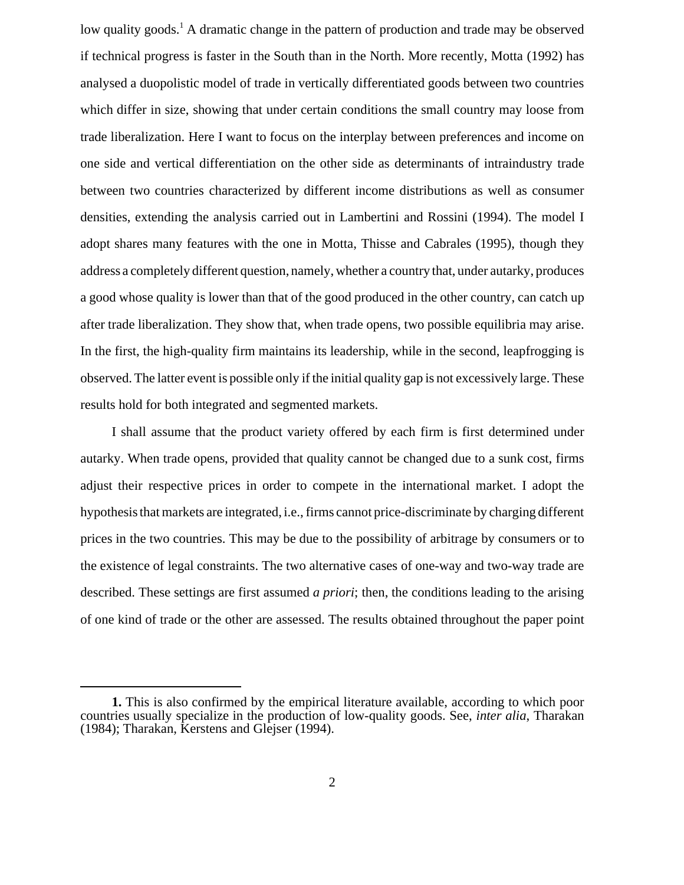low quality goods.[1] A dramatic change in the pattern of production and trade may be observed if technical progress is faster in the South than in the North. More recently, Motta (1992) has analysed a duopolistic model of trade in vertically differentiated goods between two countries which differ in size, showing that under certain conditions the small country may loose from trade liberalization. Here I want to focus on the interplay between preferences and income on one side and vertical differentiation on the other side as determinants of intraindustry trade between two countries characterized by different income distributions as well as consumer densities, extending the analysis carried out in Lambertini and Rossini (1994). The model I adopt shares many features with the one in Motta, Thisse and Cabrales (1995), though they address a completely different question, namely, whether a country that, under autarky, produces a good whose quality is lower than that of the good produced in the other country, can catch up after trade liberalization. They show that, when trade opens, two possible equilibria may arise. In the first, the high-quality firm maintains its leadership, while in the second, leapfrogging is observed. The latter event is possible only if the initial quality gap is not excessively large. These results hold for both integrated and segmented markets.

I shall assume that the product variety offered by each firm is first determined under autarky. When trade opens, provided that quality cannot be changed due to a sunk cost, firms adjust their respective prices in order to compete in the international market. I adopt the hypothesis that markets are integrated, i.e., firms cannot price-discriminate by charging different prices in the two countries. This may be due to the possibility of arbitrage by consumers or to the existence of legal constraints. The two alternative cases of one-way and two-way trade are described. These settings are first assumed *a priori*; then, the conditions leading to the arising of one kind of trade or the other are assessed. The results obtained throughout the paper point

---

**1.** This is also confirmed by the empirical literature available, according to which poor countries usually specialize in the production of low-quality goods. See, *inter alia*, Tharakan (1984); Tharakan, Kerstens and Glejser (1994).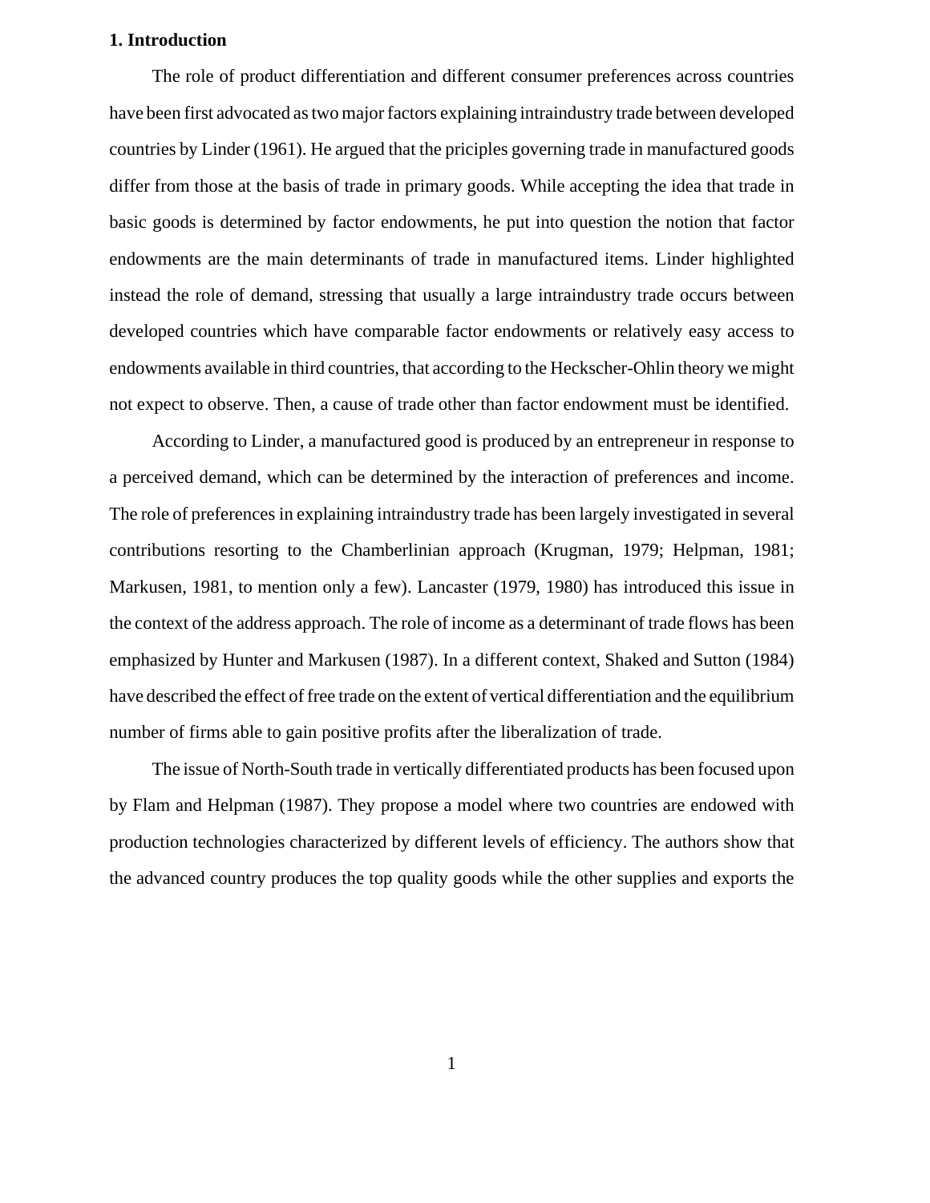## 1. Introduction

The role of product differentiation and different consumer preferences across countries have been first advocated as two major factors explaining intraindustry trade between developed countries by Linder (1961). He argued that the priciples governing trade in manufactured goods differ from those at the basis of trade in primary goods. While accepting the idea that trade in basic goods is determined by factor endowments, he put into question the notion that factor endowments are the main determinants of trade in manufactured items. Linder highlighted instead the role of demand, stressing that usually a large intraindustry trade occurs between developed countries which have comparable factor endowments or relatively easy access to endowments available in third countries, that according to the Heckscher-Ohlin theory we might not expect to observe. Then, a cause of trade other than factor endowment must be identified.

According to Linder, a manufactured good is produced by an entrepreneur in response to a perceived demand, which can be determined by the interaction of preferences and income. The role of preferences in explaining intraindustry trade has been largely investigated in several contributions resorting to the Chamberlinian approach (Krugman, 1979; Helpman, 1981; Markusen, 1981, to mention only a few). Lancaster (1979, 1980) has introduced this issue in the context of the address approach. The role of income as a determinant of trade flows has been emphasized by Hunter and Markusen (1987). In a different context, Shaked and Sutton (1984) have described the effect of free trade on the extent of vertical differentiation and the equilibrium number of firms able to gain positive profits after the liberalization of trade.

The issue of North-South trade in vertically differentiated products has been focused upon by Flam and Helpman (1987). They propose a model where two countries are endowed with production technologies characterized by different levels of efficiency. The authors show that the advanced country produces the top quality goods while the other supplies and exports the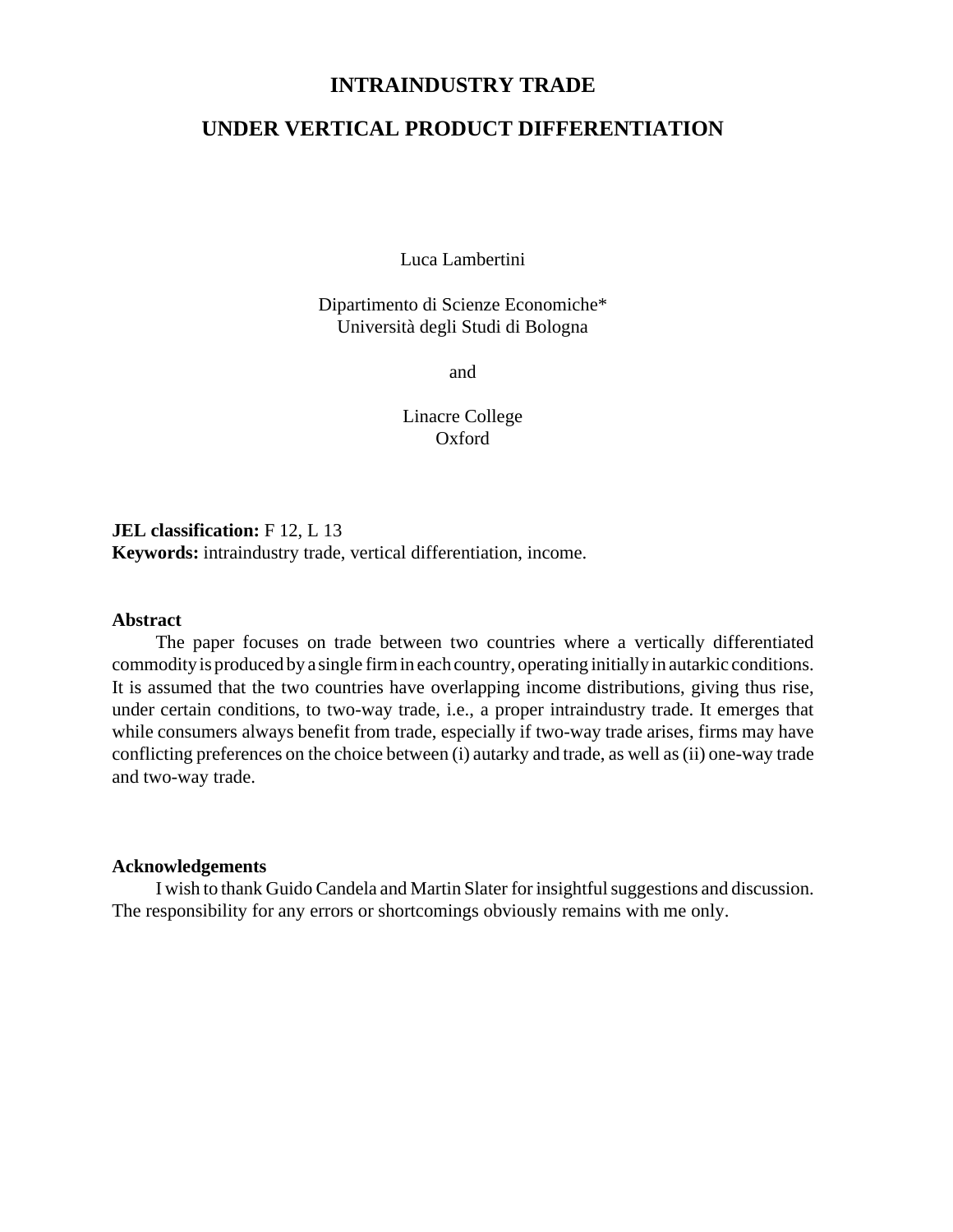# INTRAINDUSTRY TRADE

# UNDER VERTICAL PRODUCT DIFFERENTIATION

Luca Lambertini

Dipartimento di Scienze Economiche*
Università degli Studi di Bologna

and

Linacre College
Oxford

**JEL classification:** F 12, L 13
**Keywords:** intraindustry trade, vertical differentiation, income.

### Abstract

The paper focuses on trade between two countries where a vertically differentiated commodity is produced by a single firm in each country, operating initially in autarkic conditions. It is assumed that the two countries have overlapping income distributions, giving thus rise, under certain conditions, to two-way trade, i.e., a proper intraindustry trade. It emerges that while consumers always benefit from trade, especially if two-way trade arises, firms may have conflicting preferences on the choice between (i) autarky and trade, as well as (ii) one-way trade and two-way trade.

### Acknowledgements

I wish to thank Guido Candela and Martin Slater for insightful suggestions and discussion. The responsibility for any errors or shortcomings obviously remains with me only.